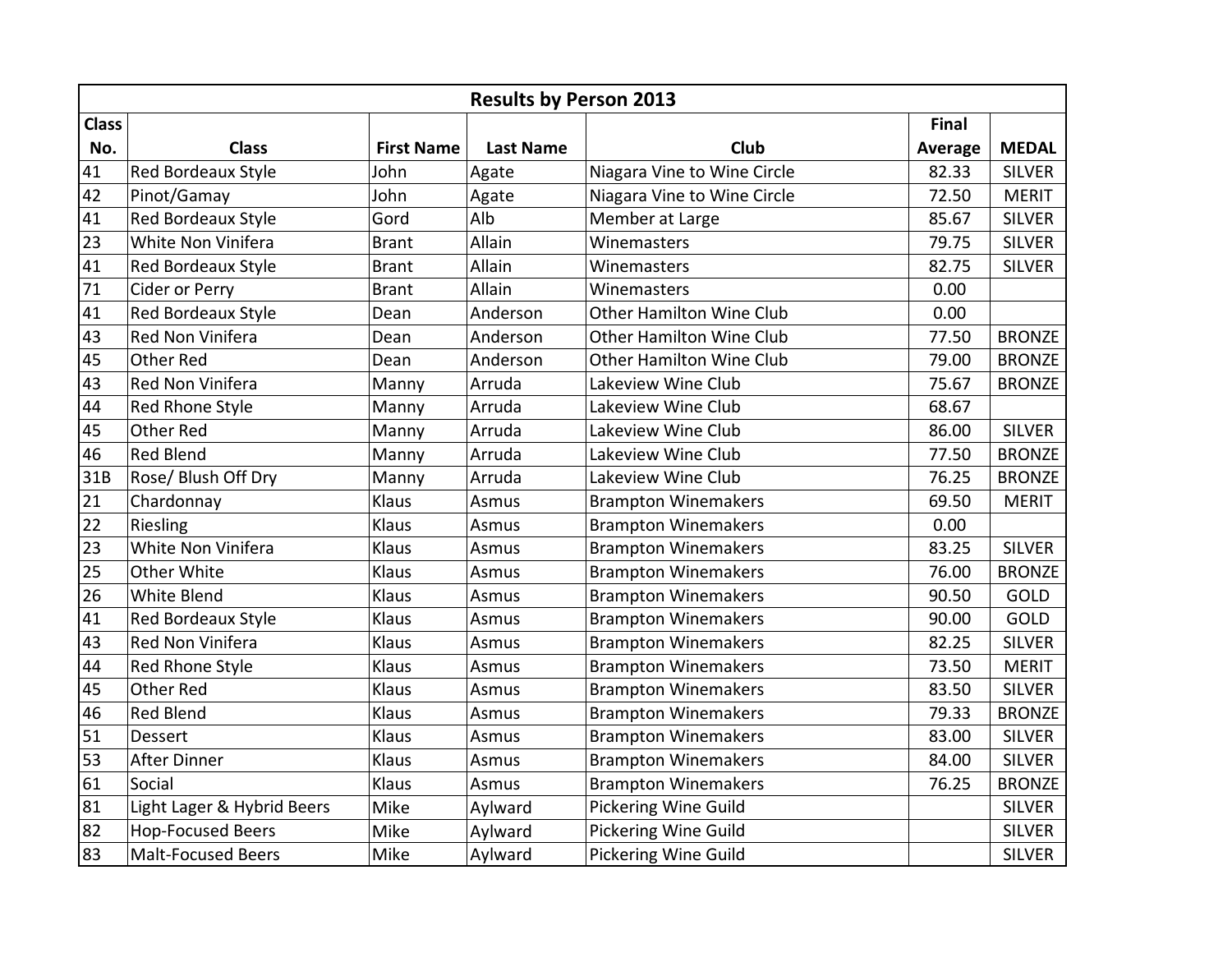| Results by Person 2013 | | | | | | |
|---|---|---|---|---|---|---|
| **Class No.** | **Class** | **First Name** | **Last Name** | **Club** | **Final Average** | **MEDAL** |
| 41 | Red Bordeaux Style | John | Agate | Niagara Vine to Wine Circle | 82.33 | SILVER |
| 42 | Pinot/Gamay | John | Agate | Niagara Vine to Wine Circle | 72.50 | MERIT |
| 41 | Red Bordeaux Style | Gord | Alb | Member at Large | 85.67 | SILVER |
| 23 | White Non Vinifera | Brant | Allain | Winemasters | 79.75 | SILVER |
| 41 | Red Bordeaux Style | Brant | Allain | Winemasters | 82.75 | SILVER |
| 71 | Cider or Perry | Brant | Allain | Winemasters | 0.00 | |
| 41 | Red Bordeaux Style | Dean | Anderson | Other Hamilton Wine Club | 0.00 | |
| 43 | Red Non Vinifera | Dean | Anderson | Other Hamilton Wine Club | 77.50 | BRONZE |
| 45 | Other Red | Dean | Anderson | Other Hamilton Wine Club | 79.00 | BRONZE |
| 43 | Red Non Vinifera | Manny | Arruda | Lakeview Wine Club | 75.67 | BRONZE |
| 44 | Red Rhone Style | Manny | Arruda | Lakeview Wine Club | 68.67 | |
| 45 | Other Red | Manny | Arruda | Lakeview Wine Club | 86.00 | SILVER |
| 46 | Red Blend | Manny | Arruda | Lakeview Wine Club | 77.50 | BRONZE |
| 31B | Rose/ Blush Off Dry | Manny | Arruda | Lakeview Wine Club | 76.25 | BRONZE |
| 21 | Chardonnay | Klaus | Asmus | Brampton Winemakers | 69.50 | MERIT |
| 22 | Riesling | Klaus | Asmus | Brampton Winemakers | 0.00 | |
| 23 | White Non Vinifera | Klaus | Asmus | Brampton Winemakers | 83.25 | SILVER |
| 25 | Other White | Klaus | Asmus | Brampton Winemakers | 76.00 | BRONZE |
| 26 | White Blend | Klaus | Asmus | Brampton Winemakers | 90.50 | GOLD |
| 41 | Red Bordeaux Style | Klaus | Asmus | Brampton Winemakers | 90.00 | GOLD |
| 43 | Red Non Vinifera | Klaus | Asmus | Brampton Winemakers | 82.25 | SILVER |
| 44 | Red Rhone Style | Klaus | Asmus | Brampton Winemakers | 73.50 | MERIT |
| 45 | Other Red | Klaus | Asmus | Brampton Winemakers | 83.50 | SILVER |
| 46 | Red Blend | Klaus | Asmus | Brampton Winemakers | 79.33 | BRONZE |
| 51 | Dessert | Klaus | Asmus | Brampton Winemakers | 83.00 | SILVER |
| 53 | After Dinner | Klaus | Asmus | Brampton Winemakers | 84.00 | SILVER |
| 61 | Social | Klaus | Asmus | Brampton Winemakers | 76.25 | BRONZE |
| 81 | Light Lager & Hybrid Beers | Mike | Aylward | Pickering Wine Guild | | SILVER |
| 82 | Hop-Focused Beers | Mike | Aylward | Pickering Wine Guild | | SILVER |
| 83 | Malt-Focused Beers | Mike | Aylward | Pickering Wine Guild | | SILVER |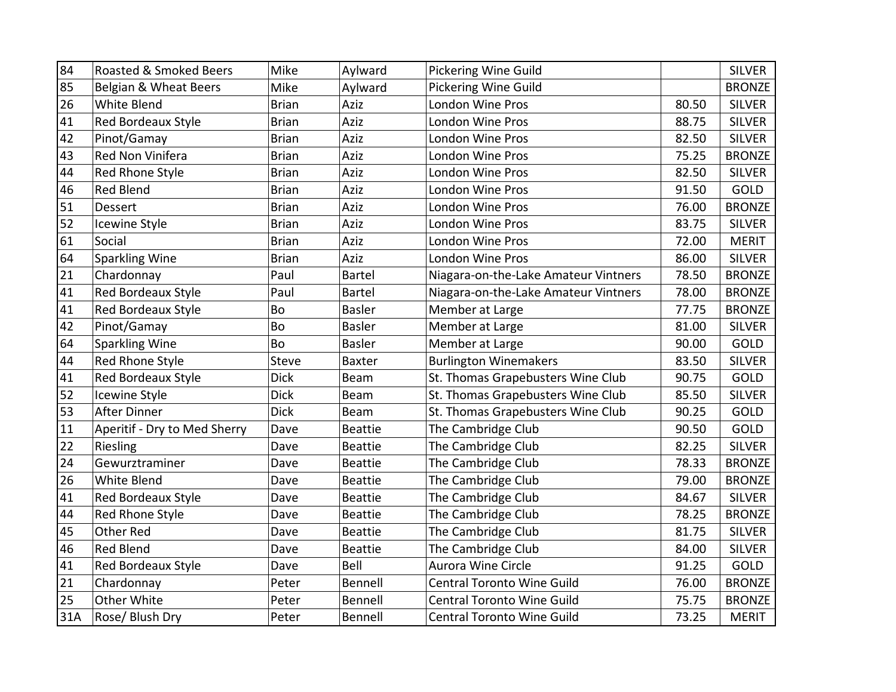| 84 | Roasted & Smoked Beers | Mike | Aylward | Pickering Wine Guild | | SILVER |
|---|---|---|---|---|---|---|
| 85 | Belgian & Wheat Beers | Mike | Aylward | Pickering Wine Guild | | BRONZE |
| 26 | White Blend | Brian | Aziz | London Wine Pros | 80.50 | SILVER |
| 41 | Red Bordeaux Style | Brian | Aziz | London Wine Pros | 88.75 | SILVER |
| 42 | Pinot/Gamay | Brian | Aziz | London Wine Pros | 82.50 | SILVER |
| 43 | Red Non Vinifera | Brian | Aziz | London Wine Pros | 75.25 | BRONZE |
| 44 | Red Rhone Style | Brian | Aziz | London Wine Pros | 82.50 | SILVER |
| 46 | Red Blend | Brian | Aziz | London Wine Pros | 91.50 | GOLD |
| 51 | Dessert | Brian | Aziz | London Wine Pros | 76.00 | BRONZE |
| 52 | Icewine Style | Brian | Aziz | London Wine Pros | 83.75 | SILVER |
| 61 | Social | Brian | Aziz | London Wine Pros | 72.00 | MERIT |
| 64 | Sparkling Wine | Brian | Aziz | London Wine Pros | 86.00 | SILVER |
| 21 | Chardonnay | Paul | Bartel | Niagara-on-the-Lake Amateur Vintners | 78.50 | BRONZE |
| 41 | Red Bordeaux Style | Paul | Bartel | Niagara-on-the-Lake Amateur Vintners | 78.00 | BRONZE |
| 41 | Red Bordeaux Style | Bo | Basler | Member at Large | 77.75 | BRONZE |
| 42 | Pinot/Gamay | Bo | Basler | Member at Large | 81.00 | SILVER |
| 64 | Sparkling Wine | Bo | Basler | Member at Large | 90.00 | GOLD |
| 44 | Red Rhone Style | Steve | Baxter | Burlington Winemakers | 83.50 | SILVER |
| 41 | Red Bordeaux Style | Dick | Beam | St. Thomas Grapebusters Wine Club | 90.75 | GOLD |
| 52 | Icewine Style | Dick | Beam | St. Thomas Grapebusters Wine Club | 85.50 | SILVER |
| 53 | After Dinner | Dick | Beam | St. Thomas Grapebusters Wine Club | 90.25 | GOLD |
| 11 | Aperitif - Dry to Med Sherry | Dave | Beattie | The Cambridge Club | 90.50 | GOLD |
| 22 | Riesling | Dave | Beattie | The Cambridge Club | 82.25 | SILVER |
| 24 | Gewurztraminer | Dave | Beattie | The Cambridge Club | 78.33 | BRONZE |
| 26 | White Blend | Dave | Beattie | The Cambridge Club | 79.00 | BRONZE |
| 41 | Red Bordeaux Style | Dave | Beattie | The Cambridge Club | 84.67 | SILVER |
| 44 | Red Rhone Style | Dave | Beattie | The Cambridge Club | 78.25 | BRONZE |
| 45 | Other Red | Dave | Beattie | The Cambridge Club | 81.75 | SILVER |
| 46 | Red Blend | Dave | Beattie | The Cambridge Club | 84.00 | SILVER |
| 41 | Red Bordeaux Style | Dave | Bell | Aurora Wine Circle | 91.25 | GOLD |
| 21 | Chardonnay | Peter | Bennell | Central Toronto Wine Guild | 76.00 | BRONZE |
| 25 | Other White | Peter | Bennell | Central Toronto Wine Guild | 75.75 | BRONZE |
| 31A | Rose/ Blush Dry | Peter | Bennell | Central Toronto Wine Guild | 73.25 | MERIT |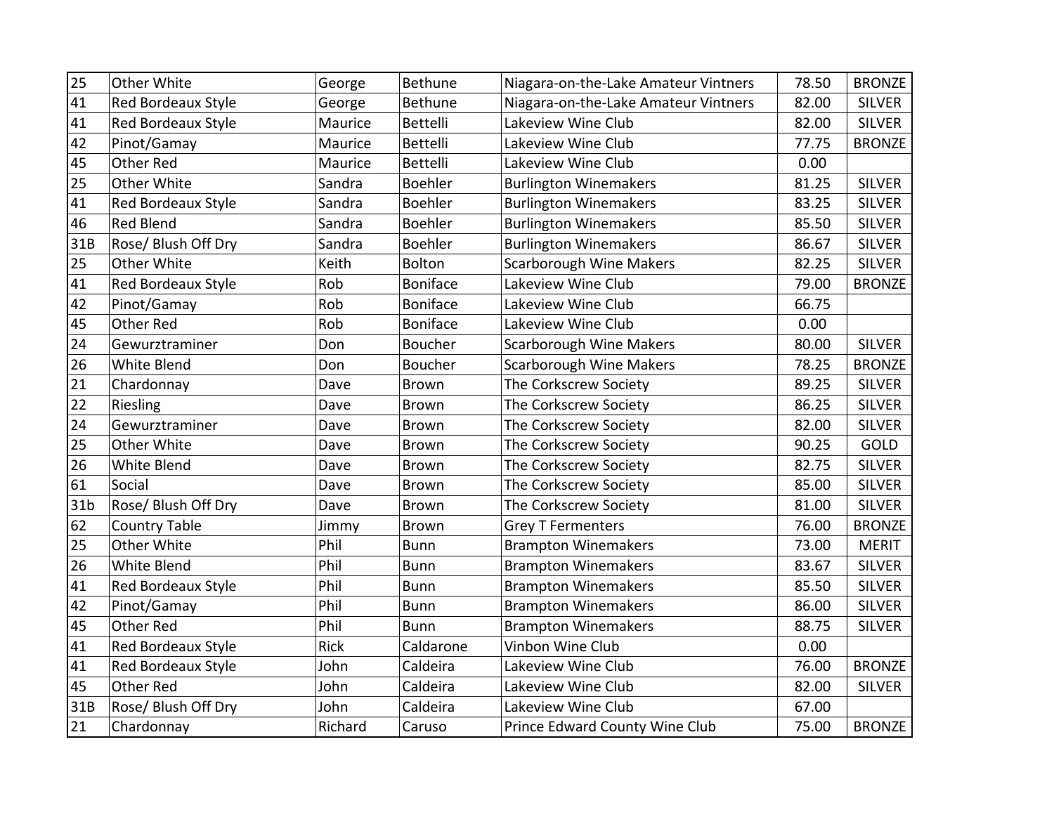| | | | | | | |
|---|---|---|---|---|---|---|
| 25 | Other White | George | Bethune | Niagara-on-the-Lake Amateur Vintners | 78.50 | BRONZE |
| 41 | Red Bordeaux Style | George | Bethune | Niagara-on-the-Lake Amateur Vintners | 82.00 | SILVER |
| 41 | Red Bordeaux Style | Maurice | Bettelli | Lakeview Wine Club | 82.00 | SILVER |
| 42 | Pinot/Gamay | Maurice | Bettelli | Lakeview Wine Club | 77.75 | BRONZE |
| 45 | Other Red | Maurice | Bettelli | Lakeview Wine Club | 0.00 | |
| 25 | Other White | Sandra | Boehler | Burlington Winemakers | 81.25 | SILVER |
| 41 | Red Bordeaux Style | Sandra | Boehler | Burlington Winemakers | 83.25 | SILVER |
| 46 | Red Blend | Sandra | Boehler | Burlington Winemakers | 85.50 | SILVER |
| 31B | Rose/ Blush Off Dry | Sandra | Boehler | Burlington Winemakers | 86.67 | SILVER |
| 25 | Other White | Keith | Bolton | Scarborough Wine Makers | 82.25 | SILVER |
| 41 | Red Bordeaux Style | Rob | Boniface | Lakeview Wine Club | 79.00 | BRONZE |
| 42 | Pinot/Gamay | Rob | Boniface | Lakeview Wine Club | 66.75 | |
| 45 | Other Red | Rob | Boniface | Lakeview Wine Club | 0.00 | |
| 24 | Gewurztraminer | Don | Boucher | Scarborough Wine Makers | 80.00 | SILVER |
| 26 | White Blend | Don | Boucher | Scarborough Wine Makers | 78.25 | BRONZE |
| 21 | Chardonnay | Dave | Brown | The Corkscrew Society | 89.25 | SILVER |
| 22 | Riesling | Dave | Brown | The Corkscrew Society | 86.25 | SILVER |
| 24 | Gewurztraminer | Dave | Brown | The Corkscrew Society | 82.00 | SILVER |
| 25 | Other White | Dave | Brown | The Corkscrew Society | 90.25 | GOLD |
| 26 | White Blend | Dave | Brown | The Corkscrew Society | 82.75 | SILVER |
| 61 | Social | Dave | Brown | The Corkscrew Society | 85.00 | SILVER |
| 31b | Rose/ Blush Off Dry | Dave | Brown | The Corkscrew Society | 81.00 | SILVER |
| 62 | Country Table | Jimmy | Brown | Grey T Fermenters | 76.00 | BRONZE |
| 25 | Other White | Phil | Bunn | Brampton Winemakers | 73.00 | MERIT |
| 26 | White Blend | Phil | Bunn | Brampton Winemakers | 83.67 | SILVER |
| 41 | Red Bordeaux Style | Phil | Bunn | Brampton Winemakers | 85.50 | SILVER |
| 42 | Pinot/Gamay | Phil | Bunn | Brampton Winemakers | 86.00 | SILVER |
| 45 | Other Red | Phil | Bunn | Brampton Winemakers | 88.75 | SILVER |
| 41 | Red Bordeaux Style | Rick | Caldarone | Vinbon Wine Club | 0.00 | |
| 41 | Red Bordeaux Style | John | Caldeira | Lakeview Wine Club | 76.00 | BRONZE |
| 45 | Other Red | John | Caldeira | Lakeview Wine Club | 82.00 | SILVER |
| 31B | Rose/ Blush Off Dry | John | Caldeira | Lakeview Wine Club | 67.00 | |
| 21 | Chardonnay | Richard | Caruso | Prince Edward County Wine Club | 75.00 | BRONZE |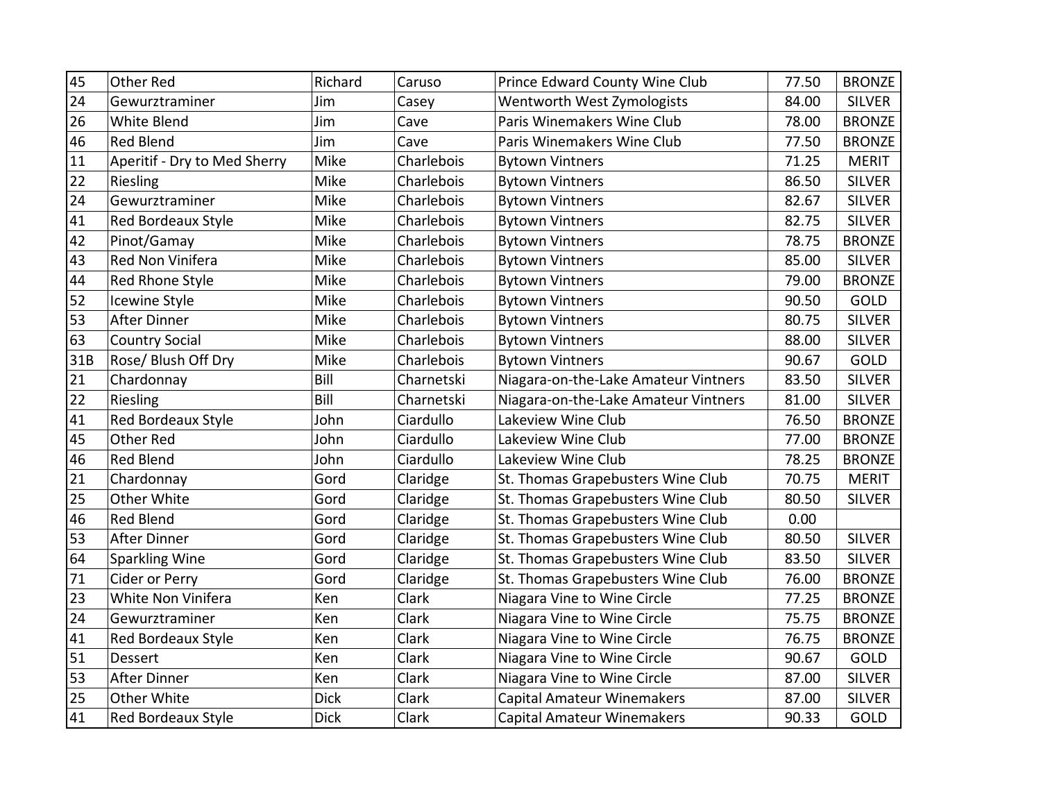| 45 | Other Red | Richard | Caruso | Prince Edward County Wine Club | 77.50 | BRONZE |
|---|---|---|---|---|---|---|
| 24 | Gewurztraminer | Jim | Casey | Wentworth West Zymologists | 84.00 | SILVER |
| 26 | White Blend | Jim | Cave | Paris Winemakers Wine Club | 78.00 | BRONZE |
| 46 | Red Blend | Jim | Cave | Paris Winemakers Wine Club | 77.50 | BRONZE |
| 11 | Aperitif - Dry to Med Sherry | Mike | Charlebois | Bytown Vintners | 71.25 | MERIT |
| 22 | Riesling | Mike | Charlebois | Bytown Vintners | 86.50 | SILVER |
| 24 | Gewurztraminer | Mike | Charlebois | Bytown Vintners | 82.67 | SILVER |
| 41 | Red Bordeaux Style | Mike | Charlebois | Bytown Vintners | 82.75 | SILVER |
| 42 | Pinot/Gamay | Mike | Charlebois | Bytown Vintners | 78.75 | BRONZE |
| 43 | Red Non Vinifera | Mike | Charlebois | Bytown Vintners | 85.00 | SILVER |
| 44 | Red Rhone Style | Mike | Charlebois | Bytown Vintners | 79.00 | BRONZE |
| 52 | Icewine Style | Mike | Charlebois | Bytown Vintners | 90.50 | GOLD |
| 53 | After Dinner | Mike | Charlebois | Bytown Vintners | 80.75 | SILVER |
| 63 | Country Social | Mike | Charlebois | Bytown Vintners | 88.00 | SILVER |
| 31B | Rose/ Blush Off Dry | Mike | Charlebois | Bytown Vintners | 90.67 | GOLD |
| 21 | Chardonnay | Bill | Charnetski | Niagara-on-the-Lake Amateur Vintners | 83.50 | SILVER |
| 22 | Riesling | Bill | Charnetski | Niagara-on-the-Lake Amateur Vintners | 81.00 | SILVER |
| 41 | Red Bordeaux Style | John | Ciardullo | Lakeview Wine Club | 76.50 | BRONZE |
| 45 | Other Red | John | Ciardullo | Lakeview Wine Club | 77.00 | BRONZE |
| 46 | Red Blend | John | Ciardullo | Lakeview Wine Club | 78.25 | BRONZE |
| 21 | Chardonnay | Gord | Claridge | St. Thomas Grapebusters Wine Club | 70.75 | MERIT |
| 25 | Other White | Gord | Claridge | St. Thomas Grapebusters Wine Club | 80.50 | SILVER |
| 46 | Red Blend | Gord | Claridge | St. Thomas Grapebusters Wine Club | 0.00 | |
| 53 | After Dinner | Gord | Claridge | St. Thomas Grapebusters Wine Club | 80.50 | SILVER |
| 64 | Sparkling Wine | Gord | Claridge | St. Thomas Grapebusters Wine Club | 83.50 | SILVER |
| 71 | Cider or Perry | Gord | Claridge | St. Thomas Grapebusters Wine Club | 76.00 | BRONZE |
| 23 | White Non Vinifera | Ken | Clark | Niagara Vine to Wine Circle | 77.25 | BRONZE |
| 24 | Gewurztraminer | Ken | Clark | Niagara Vine to Wine Circle | 75.75 | BRONZE |
| 41 | Red Bordeaux Style | Ken | Clark | Niagara Vine to Wine Circle | 76.75 | BRONZE |
| 51 | Dessert | Ken | Clark | Niagara Vine to Wine Circle | 90.67 | GOLD |
| 53 | After Dinner | Ken | Clark | Niagara Vine to Wine Circle | 87.00 | SILVER |
| 25 | Other White | Dick | Clark | Capital Amateur Winemakers | 87.00 | SILVER |
| 41 | Red Bordeaux Style | Dick | Clark | Capital Amateur Winemakers | 90.33 | GOLD |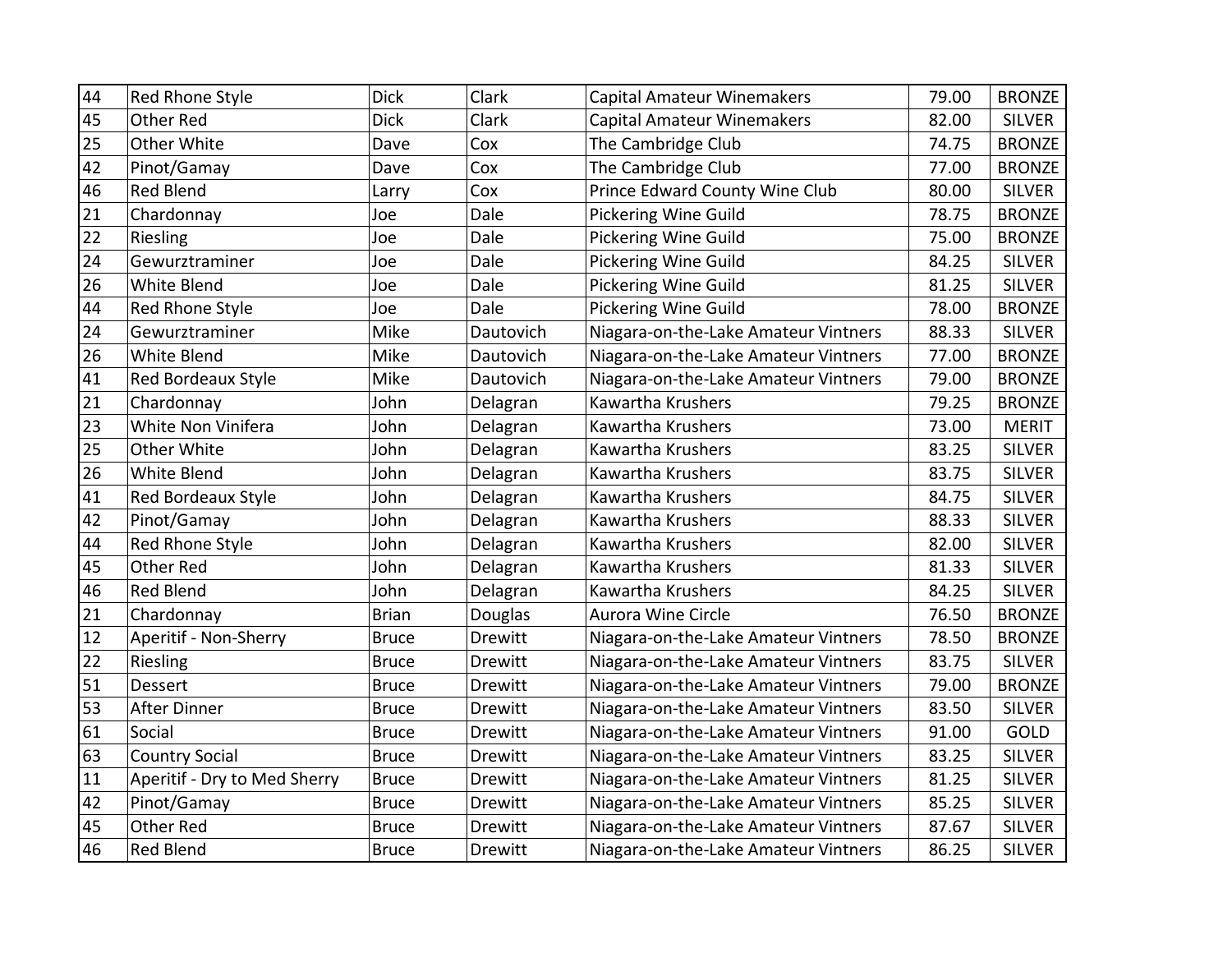| | | | | | | |
|---|---|---|---|---|---|---|
| 44 | Red Rhone Style | Dick | Clark | Capital Amateur Winemakers | 79.00 | BRONZE |
| 45 | Other Red | Dick | Clark | Capital Amateur Winemakers | 82.00 | SILVER |
| 25 | Other White | Dave | Cox | The Cambridge Club | 74.75 | BRONZE |
| 42 | Pinot/Gamay | Dave | Cox | The Cambridge Club | 77.00 | BRONZE |
| 46 | Red Blend | Larry | Cox | Prince Edward County Wine Club | 80.00 | SILVER |
| 21 | Chardonnay | Joe | Dale | Pickering Wine Guild | 78.75 | BRONZE |
| 22 | Riesling | Joe | Dale | Pickering Wine Guild | 75.00 | BRONZE |
| 24 | Gewurztraminer | Joe | Dale | Pickering Wine Guild | 84.25 | SILVER |
| 26 | White Blend | Joe | Dale | Pickering Wine Guild | 81.25 | SILVER |
| 44 | Red Rhone Style | Joe | Dale | Pickering Wine Guild | 78.00 | BRONZE |
| 24 | Gewurztraminer | Mike | Dautovich | Niagara-on-the-Lake Amateur Vintners | 88.33 | SILVER |
| 26 | White Blend | Mike | Dautovich | Niagara-on-the-Lake Amateur Vintners | 77.00 | BRONZE |
| 41 | Red Bordeaux Style | Mike | Dautovich | Niagara-on-the-Lake Amateur Vintners | 79.00 | BRONZE |
| 21 | Chardonnay | John | Delagran | Kawartha Krushers | 79.25 | BRONZE |
| 23 | White Non Vinifera | John | Delagran | Kawartha Krushers | 73.00 | MERIT |
| 25 | Other White | John | Delagran | Kawartha Krushers | 83.25 | SILVER |
| 26 | White Blend | John | Delagran | Kawartha Krushers | 83.75 | SILVER |
| 41 | Red Bordeaux Style | John | Delagran | Kawartha Krushers | 84.75 | SILVER |
| 42 | Pinot/Gamay | John | Delagran | Kawartha Krushers | 88.33 | SILVER |
| 44 | Red Rhone Style | John | Delagran | Kawartha Krushers | 82.00 | SILVER |
| 45 | Other Red | John | Delagran | Kawartha Krushers | 81.33 | SILVER |
| 46 | Red Blend | John | Delagran | Kawartha Krushers | 84.25 | SILVER |
| 21 | Chardonnay | Brian | Douglas | Aurora Wine Circle | 76.50 | BRONZE |
| 12 | Aperitif - Non-Sherry | Bruce | Drewitt | Niagara-on-the-Lake Amateur Vintners | 78.50 | BRONZE |
| 22 | Riesling | Bruce | Drewitt | Niagara-on-the-Lake Amateur Vintners | 83.75 | SILVER |
| 51 | Dessert | Bruce | Drewitt | Niagara-on-the-Lake Amateur Vintners | 79.00 | BRONZE |
| 53 | After Dinner | Bruce | Drewitt | Niagara-on-the-Lake Amateur Vintners | 83.50 | SILVER |
| 61 | Social | Bruce | Drewitt | Niagara-on-the-Lake Amateur Vintners | 91.00 | GOLD |
| 63 | Country Social | Bruce | Drewitt | Niagara-on-the-Lake Amateur Vintners | 83.25 | SILVER |
| 11 | Aperitif - Dry to Med Sherry | Bruce | Drewitt | Niagara-on-the-Lake Amateur Vintners | 81.25 | SILVER |
| 42 | Pinot/Gamay | Bruce | Drewitt | Niagara-on-the-Lake Amateur Vintners | 85.25 | SILVER |
| 45 | Other Red | Bruce | Drewitt | Niagara-on-the-Lake Amateur Vintners | 87.67 | SILVER |
| 46 | Red Blend | Bruce | Drewitt | Niagara-on-the-Lake Amateur Vintners | 86.25 | SILVER |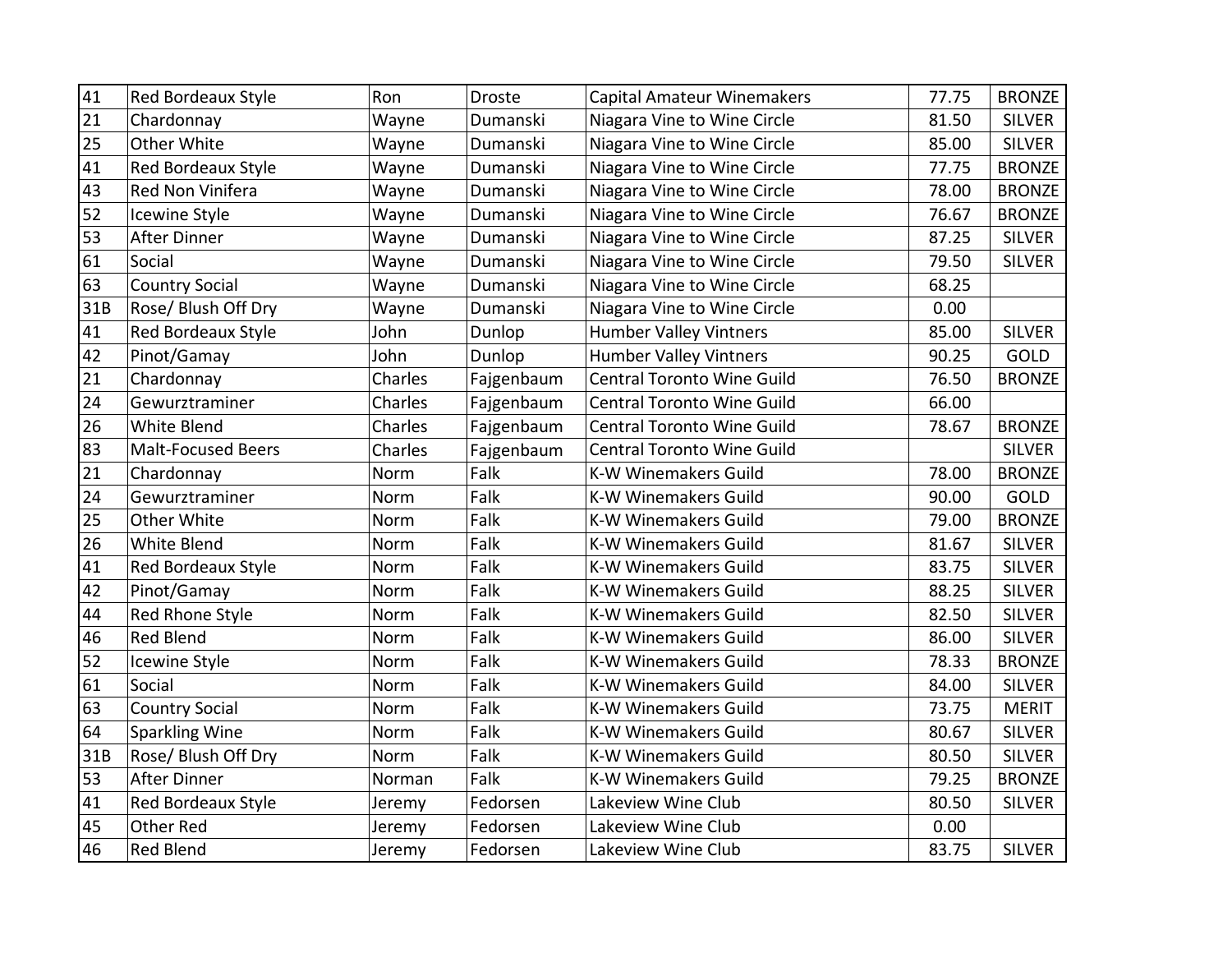| 41 | Red Bordeaux Style | Ron | Droste | Capital Amateur Winemakers | 77.75 | BRONZE |
|---|---|---|---|---|---|---|
| 21 | Chardonnay | Wayne | Dumanski | Niagara Vine to Wine Circle | 81.50 | SILVER |
| 25 | Other White | Wayne | Dumanski | Niagara Vine to Wine Circle | 85.00 | SILVER |
| 41 | Red Bordeaux Style | Wayne | Dumanski | Niagara Vine to Wine Circle | 77.75 | BRONZE |
| 43 | Red Non Vinifera | Wayne | Dumanski | Niagara Vine to Wine Circle | 78.00 | BRONZE |
| 52 | Icewine Style | Wayne | Dumanski | Niagara Vine to Wine Circle | 76.67 | BRONZE |
| 53 | After Dinner | Wayne | Dumanski | Niagara Vine to Wine Circle | 87.25 | SILVER |
| 61 | Social | Wayne | Dumanski | Niagara Vine to Wine Circle | 79.50 | SILVER |
| 63 | Country Social | Wayne | Dumanski | Niagara Vine to Wine Circle | 68.25 | |
| 31B | Rose/ Blush Off Dry | Wayne | Dumanski | Niagara Vine to Wine Circle | 0.00 | |
| 41 | Red Bordeaux Style | John | Dunlop | Humber Valley Vintners | 85.00 | SILVER |
| 42 | Pinot/Gamay | John | Dunlop | Humber Valley Vintners | 90.25 | GOLD |
| 21 | Chardonnay | Charles | Fajgenbaum | Central Toronto Wine Guild | 76.50 | BRONZE |
| 24 | Gewurztraminer | Charles | Fajgenbaum | Central Toronto Wine Guild | 66.00 | |
| 26 | White Blend | Charles | Fajgenbaum | Central Toronto Wine Guild | 78.67 | BRONZE |
| 83 | Malt-Focused Beers | Charles | Fajgenbaum | Central Toronto Wine Guild | | SILVER |
| 21 | Chardonnay | Norm | Falk | K-W Winemakers Guild | 78.00 | BRONZE |
| 24 | Gewurztraminer | Norm | Falk | K-W Winemakers Guild | 90.00 | GOLD |
| 25 | Other White | Norm | Falk | K-W Winemakers Guild | 79.00 | BRONZE |
| 26 | White Blend | Norm | Falk | K-W Winemakers Guild | 81.67 | SILVER |
| 41 | Red Bordeaux Style | Norm | Falk | K-W Winemakers Guild | 83.75 | SILVER |
| 42 | Pinot/Gamay | Norm | Falk | K-W Winemakers Guild | 88.25 | SILVER |
| 44 | Red Rhone Style | Norm | Falk | K-W Winemakers Guild | 82.50 | SILVER |
| 46 | Red Blend | Norm | Falk | K-W Winemakers Guild | 86.00 | SILVER |
| 52 | Icewine Style | Norm | Falk | K-W Winemakers Guild | 78.33 | BRONZE |
| 61 | Social | Norm | Falk | K-W Winemakers Guild | 84.00 | SILVER |
| 63 | Country Social | Norm | Falk | K-W Winemakers Guild | 73.75 | MERIT |
| 64 | Sparkling Wine | Norm | Falk | K-W Winemakers Guild | 80.67 | SILVER |
| 31B | Rose/ Blush Off Dry | Norm | Falk | K-W Winemakers Guild | 80.50 | SILVER |
| 53 | After Dinner | Norman | Falk | K-W Winemakers Guild | 79.25 | BRONZE |
| 41 | Red Bordeaux Style | Jeremy | Fedorsen | Lakeview Wine Club | 80.50 | SILVER |
| 45 | Other Red | Jeremy | Fedorsen | Lakeview Wine Club | 0.00 | |
| 46 | Red Blend | Jeremy | Fedorsen | Lakeview Wine Club | 83.75 | SILVER |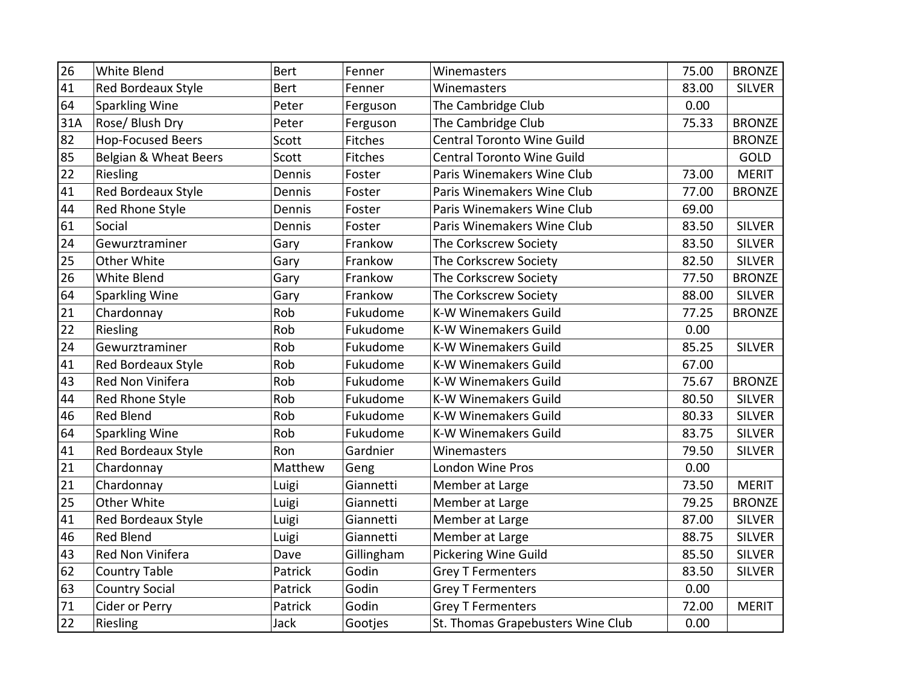| | | | | | | |
|---|---|---|---|---|---|---|
| 26 | White Blend | Bert | Fenner | Winemasters | 75.00 | BRONZE |
| 41 | Red Bordeaux Style | Bert | Fenner | Winemasters | 83.00 | SILVER |
| 64 | Sparkling Wine | Peter | Ferguson | The Cambridge Club | 0.00 | |
| 31A | Rose/ Blush Dry | Peter | Ferguson | The Cambridge Club | 75.33 | BRONZE |
| 82 | Hop-Focused Beers | Scott | Fitches | Central Toronto Wine Guild | | BRONZE |
| 85 | Belgian & Wheat Beers | Scott | Fitches | Central Toronto Wine Guild | | GOLD |
| 22 | Riesling | Dennis | Foster | Paris Winemakers Wine Club | 73.00 | MERIT |
| 41 | Red Bordeaux Style | Dennis | Foster | Paris Winemakers Wine Club | 77.00 | BRONZE |
| 44 | Red Rhone Style | Dennis | Foster | Paris Winemakers Wine Club | 69.00 | |
| 61 | Social | Dennis | Foster | Paris Winemakers Wine Club | 83.50 | SILVER |
| 24 | Gewurztraminer | Gary | Frankow | The Corkscrew Society | 83.50 | SILVER |
| 25 | Other White | Gary | Frankow | The Corkscrew Society | 82.50 | SILVER |
| 26 | White Blend | Gary | Frankow | The Corkscrew Society | 77.50 | BRONZE |
| 64 | Sparkling Wine | Gary | Frankow | The Corkscrew Society | 88.00 | SILVER |
| 21 | Chardonnay | Rob | Fukudome | K-W Winemakers Guild | 77.25 | BRONZE |
| 22 | Riesling | Rob | Fukudome | K-W Winemakers Guild | 0.00 | |
| 24 | Gewurztraminer | Rob | Fukudome | K-W Winemakers Guild | 85.25 | SILVER |
| 41 | Red Bordeaux Style | Rob | Fukudome | K-W Winemakers Guild | 67.00 | |
| 43 | Red Non Vinifera | Rob | Fukudome | K-W Winemakers Guild | 75.67 | BRONZE |
| 44 | Red Rhone Style | Rob | Fukudome | K-W Winemakers Guild | 80.50 | SILVER |
| 46 | Red Blend | Rob | Fukudome | K-W Winemakers Guild | 80.33 | SILVER |
| 64 | Sparkling Wine | Rob | Fukudome | K-W Winemakers Guild | 83.75 | SILVER |
| 41 | Red Bordeaux Style | Ron | Gardnier | Winemasters | 79.50 | SILVER |
| 21 | Chardonnay | Matthew | Geng | London Wine Pros | 0.00 | |
| 21 | Chardonnay | Luigi | Giannetti | Member at Large | 73.50 | MERIT |
| 25 | Other White | Luigi | Giannetti | Member at Large | 79.25 | BRONZE |
| 41 | Red Bordeaux Style | Luigi | Giannetti | Member at Large | 87.00 | SILVER |
| 46 | Red Blend | Luigi | Giannetti | Member at Large | 88.75 | SILVER |
| 43 | Red Non Vinifera | Dave | Gillingham | Pickering Wine Guild | 85.50 | SILVER |
| 62 | Country Table | Patrick | Godin | Grey T Fermenters | 83.50 | SILVER |
| 63 | Country Social | Patrick | Godin | Grey T Fermenters | 0.00 | |
| 71 | Cider or Perry | Patrick | Godin | Grey T Fermenters | 72.00 | MERIT |
| 22 | Riesling | Jack | Gootjes | St. Thomas Grapebusters Wine Club | 0.00 | |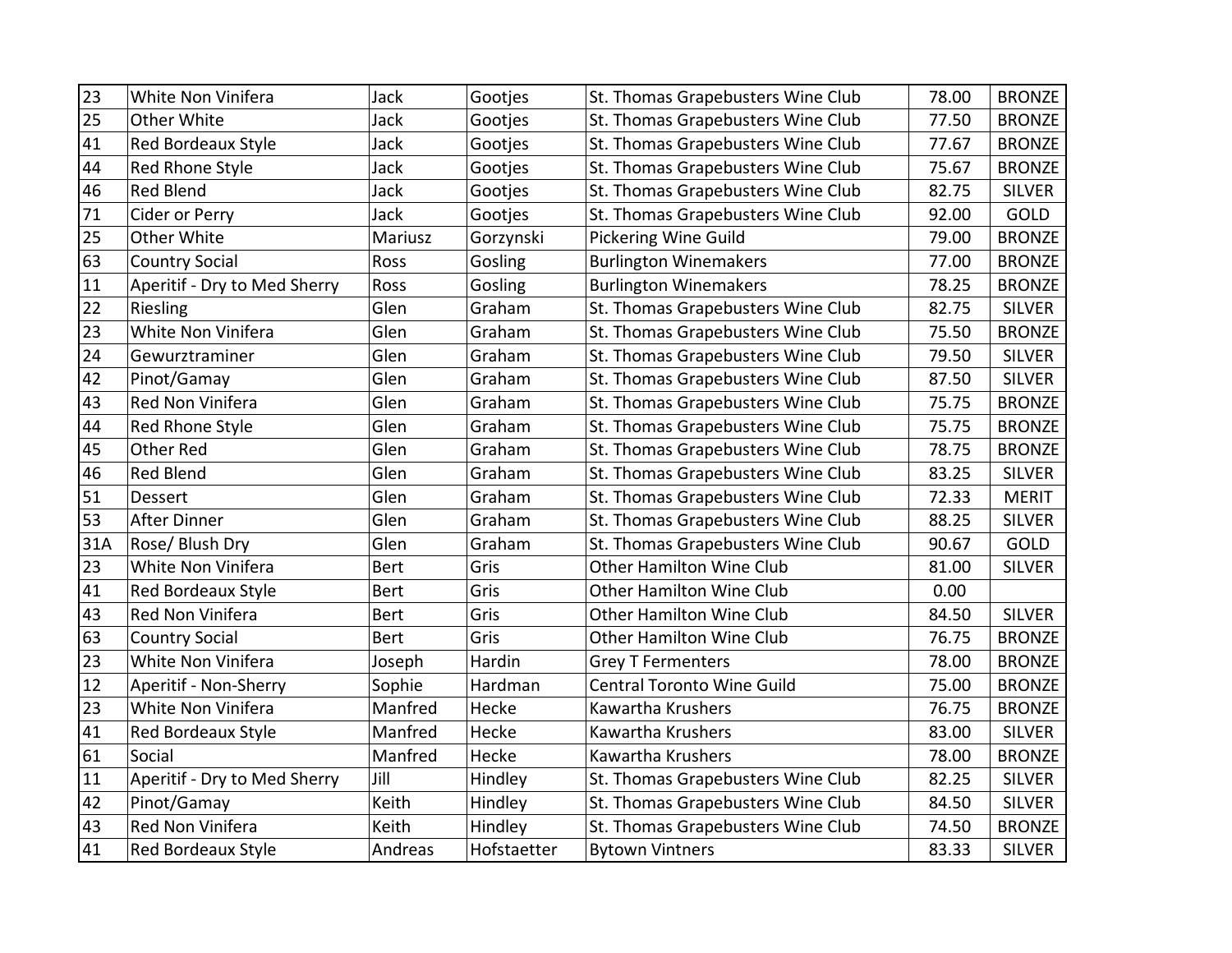| | | | | | | |
|---|---|---|---|---|---|---|
| 23 | White Non Vinifera | Jack | Gootjes | St. Thomas Grapebusters Wine Club | 78.00 | BRONZE |
| 25 | Other White | Jack | Gootjes | St. Thomas Grapebusters Wine Club | 77.50 | BRONZE |
| 41 | Red Bordeaux Style | Jack | Gootjes | St. Thomas Grapebusters Wine Club | 77.67 | BRONZE |
| 44 | Red Rhone Style | Jack | Gootjes | St. Thomas Grapebusters Wine Club | 75.67 | BRONZE |
| 46 | Red Blend | Jack | Gootjes | St. Thomas Grapebusters Wine Club | 82.75 | SILVER |
| 71 | Cider or Perry | Jack | Gootjes | St. Thomas Grapebusters Wine Club | 92.00 | GOLD |
| 25 | Other White | Mariusz | Gorzynski | Pickering Wine Guild | 79.00 | BRONZE |
| 63 | Country Social | Ross | Gosling | Burlington Winemakers | 77.00 | BRONZE |
| 11 | Aperitif - Dry to Med Sherry | Ross | Gosling | Burlington Winemakers | 78.25 | BRONZE |
| 22 | Riesling | Glen | Graham | St. Thomas Grapebusters Wine Club | 82.75 | SILVER |
| 23 | White Non Vinifera | Glen | Graham | St. Thomas Grapebusters Wine Club | 75.50 | BRONZE |
| 24 | Gewurztraminer | Glen | Graham | St. Thomas Grapebusters Wine Club | 79.50 | SILVER |
| 42 | Pinot/Gamay | Glen | Graham | St. Thomas Grapebusters Wine Club | 87.50 | SILVER |
| 43 | Red Non Vinifera | Glen | Graham | St. Thomas Grapebusters Wine Club | 75.75 | BRONZE |
| 44 | Red Rhone Style | Glen | Graham | St. Thomas Grapebusters Wine Club | 75.75 | BRONZE |
| 45 | Other Red | Glen | Graham | St. Thomas Grapebusters Wine Club | 78.75 | BRONZE |
| 46 | Red Blend | Glen | Graham | St. Thomas Grapebusters Wine Club | 83.25 | SILVER |
| 51 | Dessert | Glen | Graham | St. Thomas Grapebusters Wine Club | 72.33 | MERIT |
| 53 | After Dinner | Glen | Graham | St. Thomas Grapebusters Wine Club | 88.25 | SILVER |
| 31A | Rose/ Blush Dry | Glen | Graham | St. Thomas Grapebusters Wine Club | 90.67 | GOLD |
| 23 | White Non Vinifera | Bert | Gris | Other Hamilton Wine Club | 81.00 | SILVER |
| 41 | Red Bordeaux Style | Bert | Gris | Other Hamilton Wine Club | 0.00 | |
| 43 | Red Non Vinifera | Bert | Gris | Other Hamilton Wine Club | 84.50 | SILVER |
| 63 | Country Social | Bert | Gris | Other Hamilton Wine Club | 76.75 | BRONZE |
| 23 | White Non Vinifera | Joseph | Hardin | Grey T Fermenters | 78.00 | BRONZE |
| 12 | Aperitif - Non-Sherry | Sophie | Hardman | Central Toronto Wine Guild | 75.00 | BRONZE |
| 23 | White Non Vinifera | Manfred | Hecke | Kawartha Krushers | 76.75 | BRONZE |
| 41 | Red Bordeaux Style | Manfred | Hecke | Kawartha Krushers | 83.00 | SILVER |
| 61 | Social | Manfred | Hecke | Kawartha Krushers | 78.00 | BRONZE |
| 11 | Aperitif - Dry to Med Sherry | Jill | Hindley | St. Thomas Grapebusters Wine Club | 82.25 | SILVER |
| 42 | Pinot/Gamay | Keith | Hindley | St. Thomas Grapebusters Wine Club | 84.50 | SILVER |
| 43 | Red Non Vinifera | Keith | Hindley | St. Thomas Grapebusters Wine Club | 74.50 | BRONZE |
| 41 | Red Bordeaux Style | Andreas | Hofstaetter | Bytown Vintners | 83.33 | SILVER |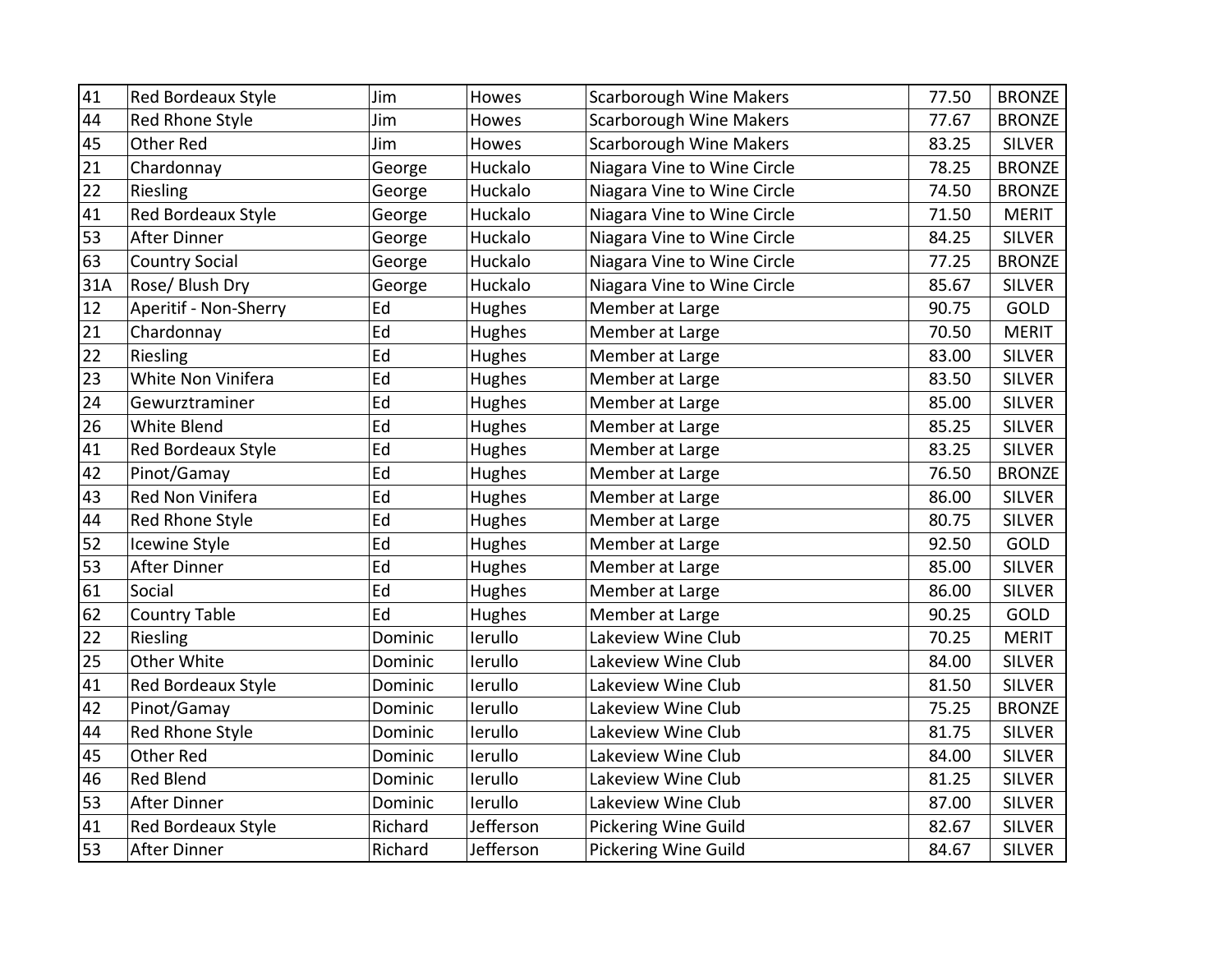| | | | | | | |
|---|---|---|---|---|---|---|
| 41 | Red Bordeaux Style | Jim | Howes | Scarborough Wine Makers | 77.50 | BRONZE |
| 44 | Red Rhone Style | Jim | Howes | Scarborough Wine Makers | 77.67 | BRONZE |
| 45 | Other Red | Jim | Howes | Scarborough Wine Makers | 83.25 | SILVER |
| 21 | Chardonnay | George | Huckalo | Niagara Vine to Wine Circle | 78.25 | BRONZE |
| 22 | Riesling | George | Huckalo | Niagara Vine to Wine Circle | 74.50 | BRONZE |
| 41 | Red Bordeaux Style | George | Huckalo | Niagara Vine to Wine Circle | 71.50 | MERIT |
| 53 | After Dinner | George | Huckalo | Niagara Vine to Wine Circle | 84.25 | SILVER |
| 63 | Country Social | George | Huckalo | Niagara Vine to Wine Circle | 77.25 | BRONZE |
| 31A | Rose/ Blush Dry | George | Huckalo | Niagara Vine to Wine Circle | 85.67 | SILVER |
| 12 | Aperitif - Non-Sherry | Ed | Hughes | Member at Large | 90.75 | GOLD |
| 21 | Chardonnay | Ed | Hughes | Member at Large | 70.50 | MERIT |
| 22 | Riesling | Ed | Hughes | Member at Large | 83.00 | SILVER |
| 23 | White Non Vinifera | Ed | Hughes | Member at Large | 83.50 | SILVER |
| 24 | Gewurztraminer | Ed | Hughes | Member at Large | 85.00 | SILVER |
| 26 | White Blend | Ed | Hughes | Member at Large | 85.25 | SILVER |
| 41 | Red Bordeaux Style | Ed | Hughes | Member at Large | 83.25 | SILVER |
| 42 | Pinot/Gamay | Ed | Hughes | Member at Large | 76.50 | BRONZE |
| 43 | Red Non Vinifera | Ed | Hughes | Member at Large | 86.00 | SILVER |
| 44 | Red Rhone Style | Ed | Hughes | Member at Large | 80.75 | SILVER |
| 52 | Icewine Style | Ed | Hughes | Member at Large | 92.50 | GOLD |
| 53 | After Dinner | Ed | Hughes | Member at Large | 85.00 | SILVER |
| 61 | Social | Ed | Hughes | Member at Large | 86.00 | SILVER |
| 62 | Country Table | Ed | Hughes | Member at Large | 90.25 | GOLD |
| 22 | Riesling | Dominic | Ierullo | Lakeview Wine Club | 70.25 | MERIT |
| 25 | Other White | Dominic | Ierullo | Lakeview Wine Club | 84.00 | SILVER |
| 41 | Red Bordeaux Style | Dominic | Ierullo | Lakeview Wine Club | 81.50 | SILVER |
| 42 | Pinot/Gamay | Dominic | Ierullo | Lakeview Wine Club | 75.25 | BRONZE |
| 44 | Red Rhone Style | Dominic | Ierullo | Lakeview Wine Club | 81.75 | SILVER |
| 45 | Other Red | Dominic | Ierullo | Lakeview Wine Club | 84.00 | SILVER |
| 46 | Red Blend | Dominic | Ierullo | Lakeview Wine Club | 81.25 | SILVER |
| 53 | After Dinner | Dominic | Ierullo | Lakeview Wine Club | 87.00 | SILVER |
| 41 | Red Bordeaux Style | Richard | Jefferson | Pickering Wine Guild | 82.67 | SILVER |
| 53 | After Dinner | Richard | Jefferson | Pickering Wine Guild | 84.67 | SILVER |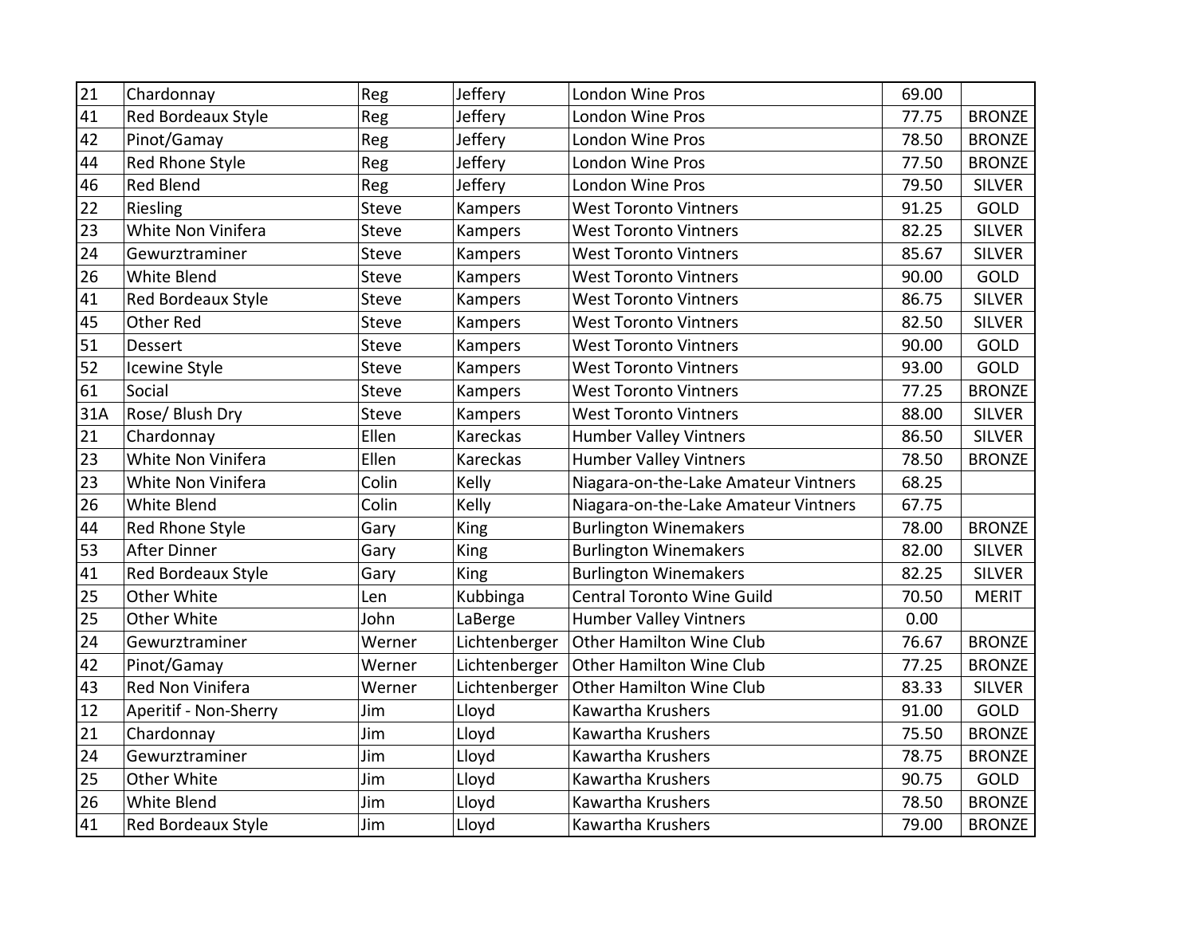| | | | | | | |
|---|---|---|---|---|---|---|
| 21 | Chardonnay | Reg | Jeffery | London Wine Pros | 69.00 | |
| 41 | Red Bordeaux Style | Reg | Jeffery | London Wine Pros | 77.75 | BRONZE |
| 42 | Pinot/Gamay | Reg | Jeffery | London Wine Pros | 78.50 | BRONZE |
| 44 | Red Rhone Style | Reg | Jeffery | London Wine Pros | 77.50 | BRONZE |
| 46 | Red Blend | Reg | Jeffery | London Wine Pros | 79.50 | SILVER |
| 22 | Riesling | Steve | Kampers | West Toronto Vintners | 91.25 | GOLD |
| 23 | White Non Vinifera | Steve | Kampers | West Toronto Vintners | 82.25 | SILVER |
| 24 | Gewurztraminer | Steve | Kampers | West Toronto Vintners | 85.67 | SILVER |
| 26 | White Blend | Steve | Kampers | West Toronto Vintners | 90.00 | GOLD |
| 41 | Red Bordeaux Style | Steve | Kampers | West Toronto Vintners | 86.75 | SILVER |
| 45 | Other Red | Steve | Kampers | West Toronto Vintners | 82.50 | SILVER |
| 51 | Dessert | Steve | Kampers | West Toronto Vintners | 90.00 | GOLD |
| 52 | Icewine Style | Steve | Kampers | West Toronto Vintners | 93.00 | GOLD |
| 61 | Social | Steve | Kampers | West Toronto Vintners | 77.25 | BRONZE |
| 31A | Rose/ Blush Dry | Steve | Kampers | West Toronto Vintners | 88.00 | SILVER |
| 21 | Chardonnay | Ellen | Kareckas | Humber Valley Vintners | 86.50 | SILVER |
| 23 | White Non Vinifera | Ellen | Kareckas | Humber Valley Vintners | 78.50 | BRONZE |
| 23 | White Non Vinifera | Colin | Kelly | Niagara-on-the-Lake Amateur Vintners | 68.25 | |
| 26 | White Blend | Colin | Kelly | Niagara-on-the-Lake Amateur Vintners | 67.75 | |
| 44 | Red Rhone Style | Gary | King | Burlington Winemakers | 78.00 | BRONZE |
| 53 | After Dinner | Gary | King | Burlington Winemakers | 82.00 | SILVER |
| 41 | Red Bordeaux Style | Gary | King | Burlington Winemakers | 82.25 | SILVER |
| 25 | Other White | Len | Kubbinga | Central Toronto Wine Guild | 70.50 | MERIT |
| 25 | Other White | John | LaBerge | Humber Valley Vintners | 0.00 | |
| 24 | Gewurztraminer | Werner | Lichtenberger | Other Hamilton Wine Club | 76.67 | BRONZE |
| 42 | Pinot/Gamay | Werner | Lichtenberger | Other Hamilton Wine Club | 77.25 | BRONZE |
| 43 | Red Non Vinifera | Werner | Lichtenberger | Other Hamilton Wine Club | 83.33 | SILVER |
| 12 | Aperitif - Non-Sherry | Jim | Lloyd | Kawartha Krushers | 91.00 | GOLD |
| 21 | Chardonnay | Jim | Lloyd | Kawartha Krushers | 75.50 | BRONZE |
| 24 | Gewurztraminer | Jim | Lloyd | Kawartha Krushers | 78.75 | BRONZE |
| 25 | Other White | Jim | Lloyd | Kawartha Krushers | 90.75 | GOLD |
| 26 | White Blend | Jim | Lloyd | Kawartha Krushers | 78.50 | BRONZE |
| 41 | Red Bordeaux Style | Jim | Lloyd | Kawartha Krushers | 79.00 | BRONZE |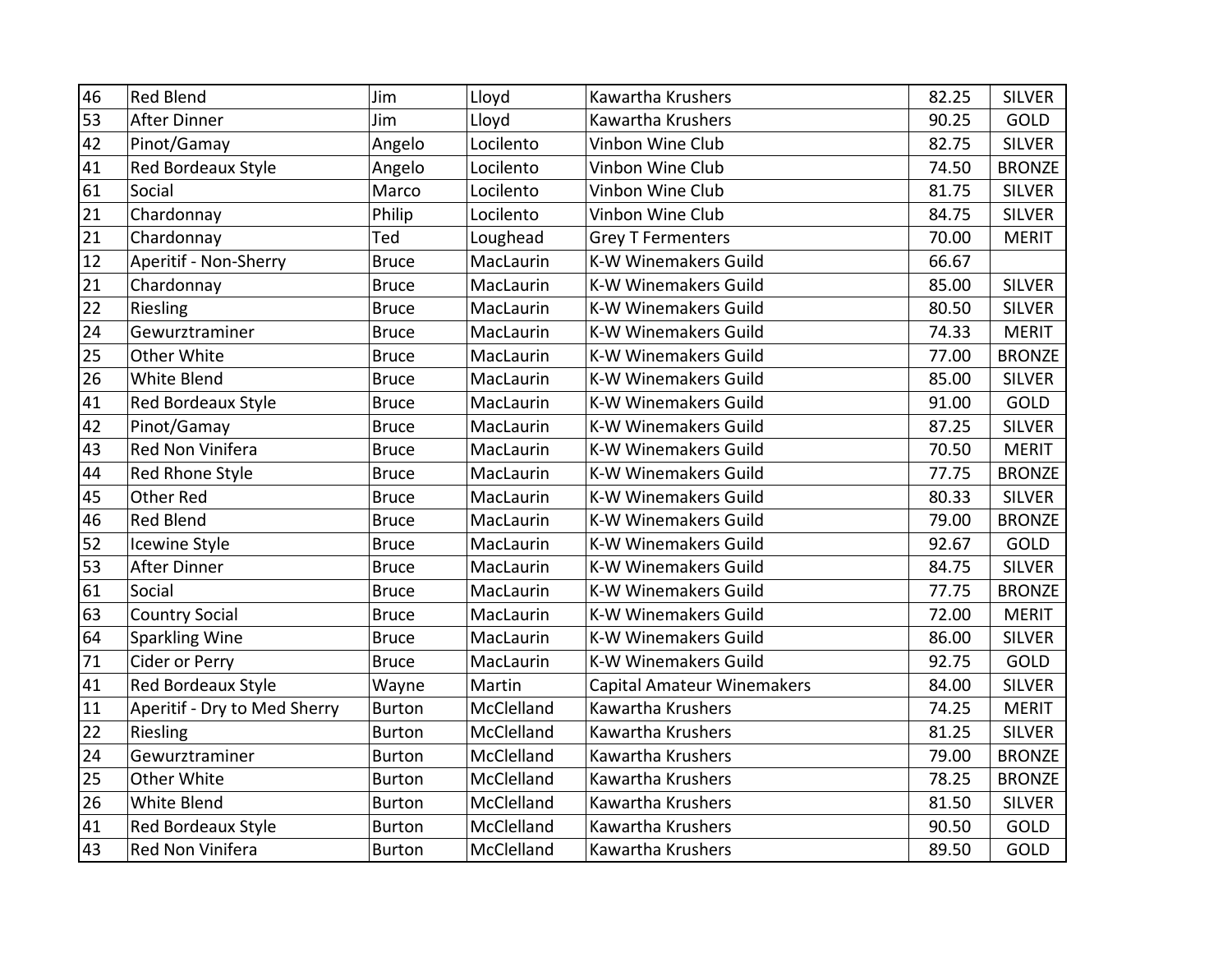| | | | | | | |
|---|---|---|---|---|---|---|
| 46 | Red Blend | Jim | Lloyd | Kawartha Krushers | 82.25 | SILVER |
| 53 | After Dinner | Jim | Lloyd | Kawartha Krushers | 90.25 | GOLD |
| 42 | Pinot/Gamay | Angelo | Locilento | Vinbon Wine Club | 82.75 | SILVER |
| 41 | Red Bordeaux Style | Angelo | Locilento | Vinbon Wine Club | 74.50 | BRONZE |
| 61 | Social | Marco | Locilento | Vinbon Wine Club | 81.75 | SILVER |
| 21 | Chardonnay | Philip | Locilento | Vinbon Wine Club | 84.75 | SILVER |
| 21 | Chardonnay | Ted | Loughead | Grey T Fermenters | 70.00 | MERIT |
| 12 | Aperitif - Non-Sherry | Bruce | MacLaurin | K-W Winemakers Guild | 66.67 | |
| 21 | Chardonnay | Bruce | MacLaurin | K-W Winemakers Guild | 85.00 | SILVER |
| 22 | Riesling | Bruce | MacLaurin | K-W Winemakers Guild | 80.50 | SILVER |
| 24 | Gewurztraminer | Bruce | MacLaurin | K-W Winemakers Guild | 74.33 | MERIT |
| 25 | Other White | Bruce | MacLaurin | K-W Winemakers Guild | 77.00 | BRONZE |
| 26 | White Blend | Bruce | MacLaurin | K-W Winemakers Guild | 85.00 | SILVER |
| 41 | Red Bordeaux Style | Bruce | MacLaurin | K-W Winemakers Guild | 91.00 | GOLD |
| 42 | Pinot/Gamay | Bruce | MacLaurin | K-W Winemakers Guild | 87.25 | SILVER |
| 43 | Red Non Vinifera | Bruce | MacLaurin | K-W Winemakers Guild | 70.50 | MERIT |
| 44 | Red Rhone Style | Bruce | MacLaurin | K-W Winemakers Guild | 77.75 | BRONZE |
| 45 | Other Red | Bruce | MacLaurin | K-W Winemakers Guild | 80.33 | SILVER |
| 46 | Red Blend | Bruce | MacLaurin | K-W Winemakers Guild | 79.00 | BRONZE |
| 52 | Icewine Style | Bruce | MacLaurin | K-W Winemakers Guild | 92.67 | GOLD |
| 53 | After Dinner | Bruce | MacLaurin | K-W Winemakers Guild | 84.75 | SILVER |
| 61 | Social | Bruce | MacLaurin | K-W Winemakers Guild | 77.75 | BRONZE |
| 63 | Country Social | Bruce | MacLaurin | K-W Winemakers Guild | 72.00 | MERIT |
| 64 | Sparkling Wine | Bruce | MacLaurin | K-W Winemakers Guild | 86.00 | SILVER |
| 71 | Cider or Perry | Bruce | MacLaurin | K-W Winemakers Guild | 92.75 | GOLD |
| 41 | Red Bordeaux Style | Wayne | Martin | Capital Amateur Winemakers | 84.00 | SILVER |
| 11 | Aperitif - Dry to Med Sherry | Burton | McClelland | Kawartha Krushers | 74.25 | MERIT |
| 22 | Riesling | Burton | McClelland | Kawartha Krushers | 81.25 | SILVER |
| 24 | Gewurztraminer | Burton | McClelland | Kawartha Krushers | 79.00 | BRONZE |
| 25 | Other White | Burton | McClelland | Kawartha Krushers | 78.25 | BRONZE |
| 26 | White Blend | Burton | McClelland | Kawartha Krushers | 81.50 | SILVER |
| 41 | Red Bordeaux Style | Burton | McClelland | Kawartha Krushers | 90.50 | GOLD |
| 43 | Red Non Vinifera | Burton | McClelland | Kawartha Krushers | 89.50 | GOLD |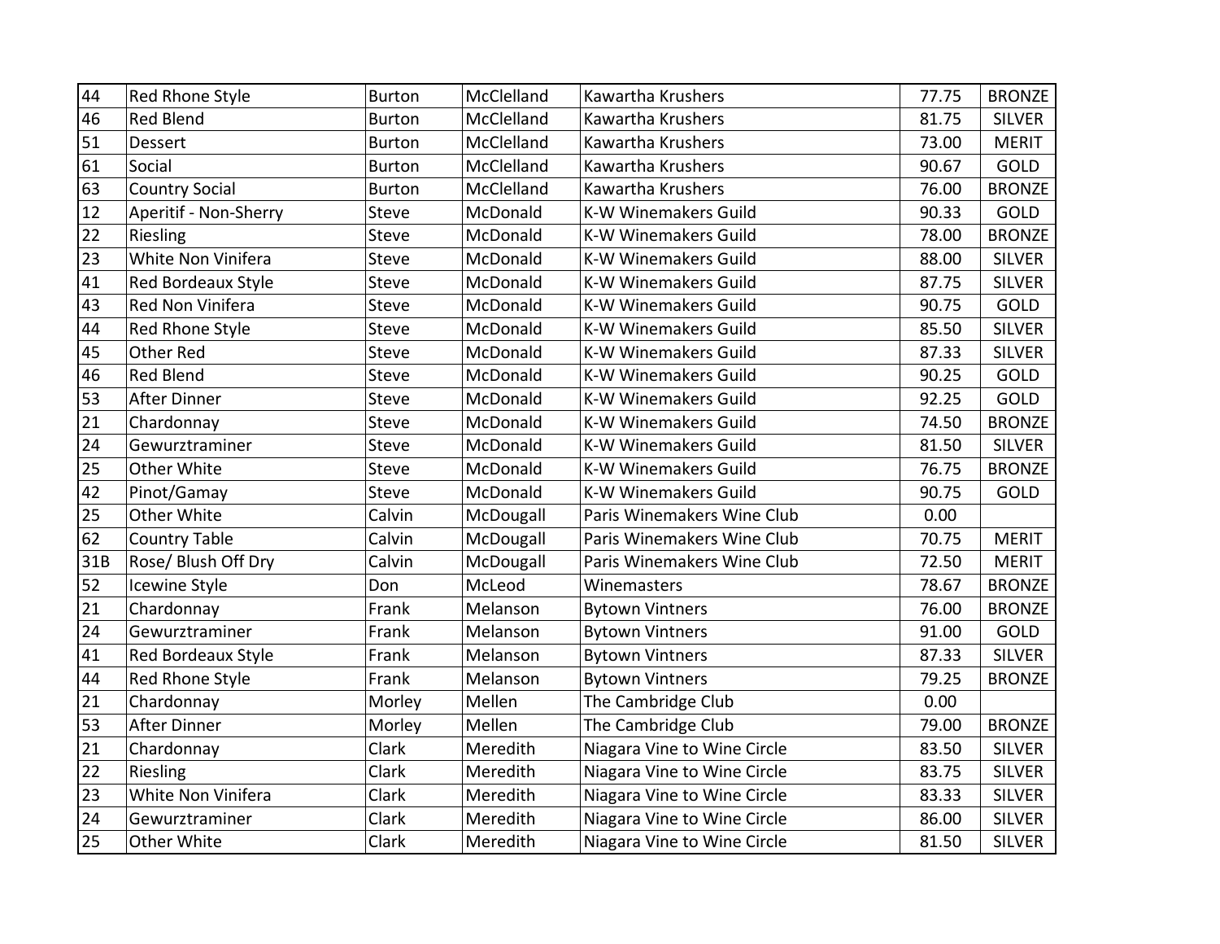| | | | | | | |
|---|---|---|---|---|---|---|
| 44 | Red Rhone Style | Burton | McClelland | Kawartha Krushers | 77.75 | BRONZE |
| 46 | Red Blend | Burton | McClelland | Kawartha Krushers | 81.75 | SILVER |
| 51 | Dessert | Burton | McClelland | Kawartha Krushers | 73.00 | MERIT |
| 61 | Social | Burton | McClelland | Kawartha Krushers | 90.67 | GOLD |
| 63 | Country Social | Burton | McClelland | Kawartha Krushers | 76.00 | BRONZE |
| 12 | Aperitif - Non-Sherry | Steve | McDonald | K-W Winemakers Guild | 90.33 | GOLD |
| 22 | Riesling | Steve | McDonald | K-W Winemakers Guild | 78.00 | BRONZE |
| 23 | White Non Vinifera | Steve | McDonald | K-W Winemakers Guild | 88.00 | SILVER |
| 41 | Red Bordeaux Style | Steve | McDonald | K-W Winemakers Guild | 87.75 | SILVER |
| 43 | Red Non Vinifera | Steve | McDonald | K-W Winemakers Guild | 90.75 | GOLD |
| 44 | Red Rhone Style | Steve | McDonald | K-W Winemakers Guild | 85.50 | SILVER |
| 45 | Other Red | Steve | McDonald | K-W Winemakers Guild | 87.33 | SILVER |
| 46 | Red Blend | Steve | McDonald | K-W Winemakers Guild | 90.25 | GOLD |
| 53 | After Dinner | Steve | McDonald | K-W Winemakers Guild | 92.25 | GOLD |
| 21 | Chardonnay | Steve | McDonald | K-W Winemakers Guild | 74.50 | BRONZE |
| 24 | Gewurztraminer | Steve | McDonald | K-W Winemakers Guild | 81.50 | SILVER |
| 25 | Other White | Steve | McDonald | K-W Winemakers Guild | 76.75 | BRONZE |
| 42 | Pinot/Gamay | Steve | McDonald | K-W Winemakers Guild | 90.75 | GOLD |
| 25 | Other White | Calvin | McDougall | Paris Winemakers Wine Club | 0.00 | |
| 62 | Country Table | Calvin | McDougall | Paris Winemakers Wine Club | 70.75 | MERIT |
| 31B | Rose/ Blush Off Dry | Calvin | McDougall | Paris Winemakers Wine Club | 72.50 | MERIT |
| 52 | Icewine Style | Don | McLeod | Winemasters | 78.67 | BRONZE |
| 21 | Chardonnay | Frank | Melanson | Bytown Vintners | 76.00 | BRONZE |
| 24 | Gewurztraminer | Frank | Melanson | Bytown Vintners | 91.00 | GOLD |
| 41 | Red Bordeaux Style | Frank | Melanson | Bytown Vintners | 87.33 | SILVER |
| 44 | Red Rhone Style | Frank | Melanson | Bytown Vintners | 79.25 | BRONZE |
| 21 | Chardonnay | Morley | Mellen | The Cambridge Club | 0.00 | |
| 53 | After Dinner | Morley | Mellen | The Cambridge Club | 79.00 | BRONZE |
| 21 | Chardonnay | Clark | Meredith | Niagara Vine to Wine Circle | 83.50 | SILVER |
| 22 | Riesling | Clark | Meredith | Niagara Vine to Wine Circle | 83.75 | SILVER |
| 23 | White Non Vinifera | Clark | Meredith | Niagara Vine to Wine Circle | 83.33 | SILVER |
| 24 | Gewurztraminer | Clark | Meredith | Niagara Vine to Wine Circle | 86.00 | SILVER |
| 25 | Other White | Clark | Meredith | Niagara Vine to Wine Circle | 81.50 | SILVER |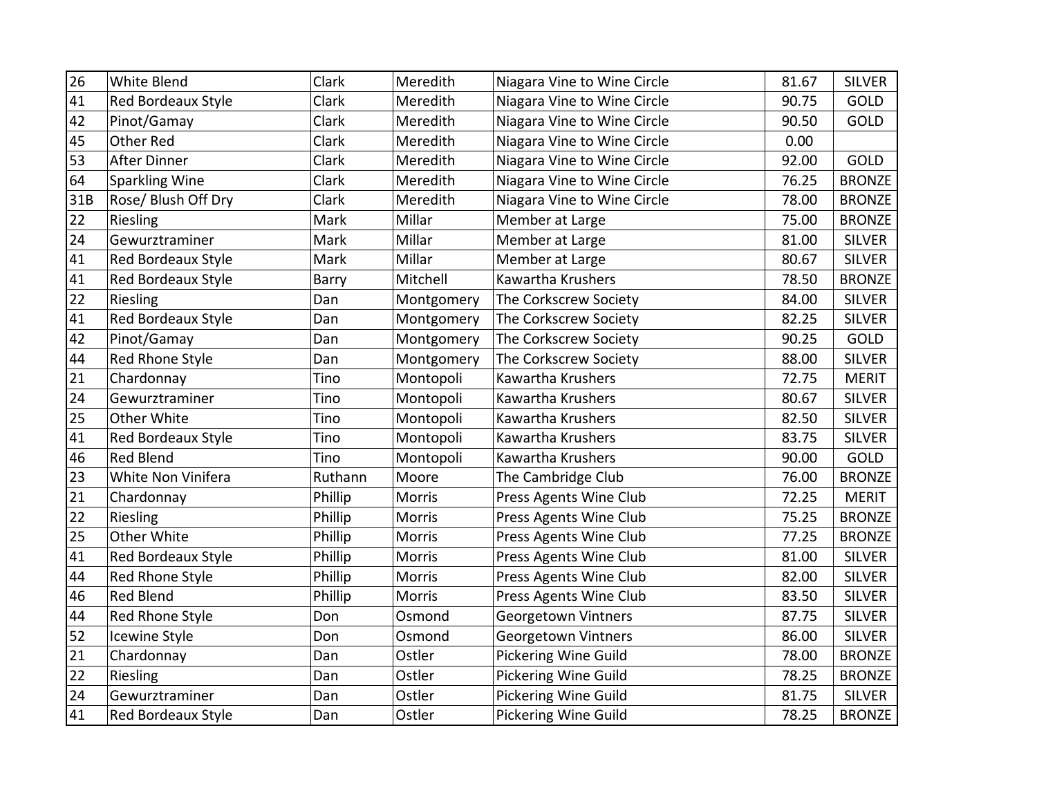| | | | | | | |
|---|---|---|---|---|---|---|
| 26 | White Blend | Clark | Meredith | Niagara Vine to Wine Circle | 81.67 | SILVER |
| 41 | Red Bordeaux Style | Clark | Meredith | Niagara Vine to Wine Circle | 90.75 | GOLD |
| 42 | Pinot/Gamay | Clark | Meredith | Niagara Vine to Wine Circle | 90.50 | GOLD |
| 45 | Other Red | Clark | Meredith | Niagara Vine to Wine Circle | 0.00 | |
| 53 | After Dinner | Clark | Meredith | Niagara Vine to Wine Circle | 92.00 | GOLD |
| 64 | Sparkling Wine | Clark | Meredith | Niagara Vine to Wine Circle | 76.25 | BRONZE |
| 31B | Rose/ Blush Off Dry | Clark | Meredith | Niagara Vine to Wine Circle | 78.00 | BRONZE |
| 22 | Riesling | Mark | Millar | Member at Large | 75.00 | BRONZE |
| 24 | Gewurztraminer | Mark | Millar | Member at Large | 81.00 | SILVER |
| 41 | Red Bordeaux Style | Mark | Millar | Member at Large | 80.67 | SILVER |
| 41 | Red Bordeaux Style | Barry | Mitchell | Kawartha Krushers | 78.50 | BRONZE |
| 22 | Riesling | Dan | Montgomery | The Corkscrew Society | 84.00 | SILVER |
| 41 | Red Bordeaux Style | Dan | Montgomery | The Corkscrew Society | 82.25 | SILVER |
| 42 | Pinot/Gamay | Dan | Montgomery | The Corkscrew Society | 90.25 | GOLD |
| 44 | Red Rhone Style | Dan | Montgomery | The Corkscrew Society | 88.00 | SILVER |
| 21 | Chardonnay | Tino | Montopoli | Kawartha Krushers | 72.75 | MERIT |
| 24 | Gewurztraminer | Tino | Montopoli | Kawartha Krushers | 80.67 | SILVER |
| 25 | Other White | Tino | Montopoli | Kawartha Krushers | 82.50 | SILVER |
| 41 | Red Bordeaux Style | Tino | Montopoli | Kawartha Krushers | 83.75 | SILVER |
| 46 | Red Blend | Tino | Montopoli | Kawartha Krushers | 90.00 | GOLD |
| 23 | White Non Vinifera | Ruthann | Moore | The Cambridge Club | 76.00 | BRONZE |
| 21 | Chardonnay | Phillip | Morris | Press Agents Wine Club | 72.25 | MERIT |
| 22 | Riesling | Phillip | Morris | Press Agents Wine Club | 75.25 | BRONZE |
| 25 | Other White | Phillip | Morris | Press Agents Wine Club | 77.25 | BRONZE |
| 41 | Red Bordeaux Style | Phillip | Morris | Press Agents Wine Club | 81.00 | SILVER |
| 44 | Red Rhone Style | Phillip | Morris | Press Agents Wine Club | 82.00 | SILVER |
| 46 | Red Blend | Phillip | Morris | Press Agents Wine Club | 83.50 | SILVER |
| 44 | Red Rhone Style | Don | Osmond | Georgetown Vintners | 87.75 | SILVER |
| 52 | Icewine Style | Don | Osmond | Georgetown Vintners | 86.00 | SILVER |
| 21 | Chardonnay | Dan | Ostler | Pickering Wine Guild | 78.00 | BRONZE |
| 22 | Riesling | Dan | Ostler | Pickering Wine Guild | 78.25 | BRONZE |
| 24 | Gewurztraminer | Dan | Ostler | Pickering Wine Guild | 81.75 | SILVER |
| 41 | Red Bordeaux Style | Dan | Ostler | Pickering Wine Guild | 78.25 | BRONZE |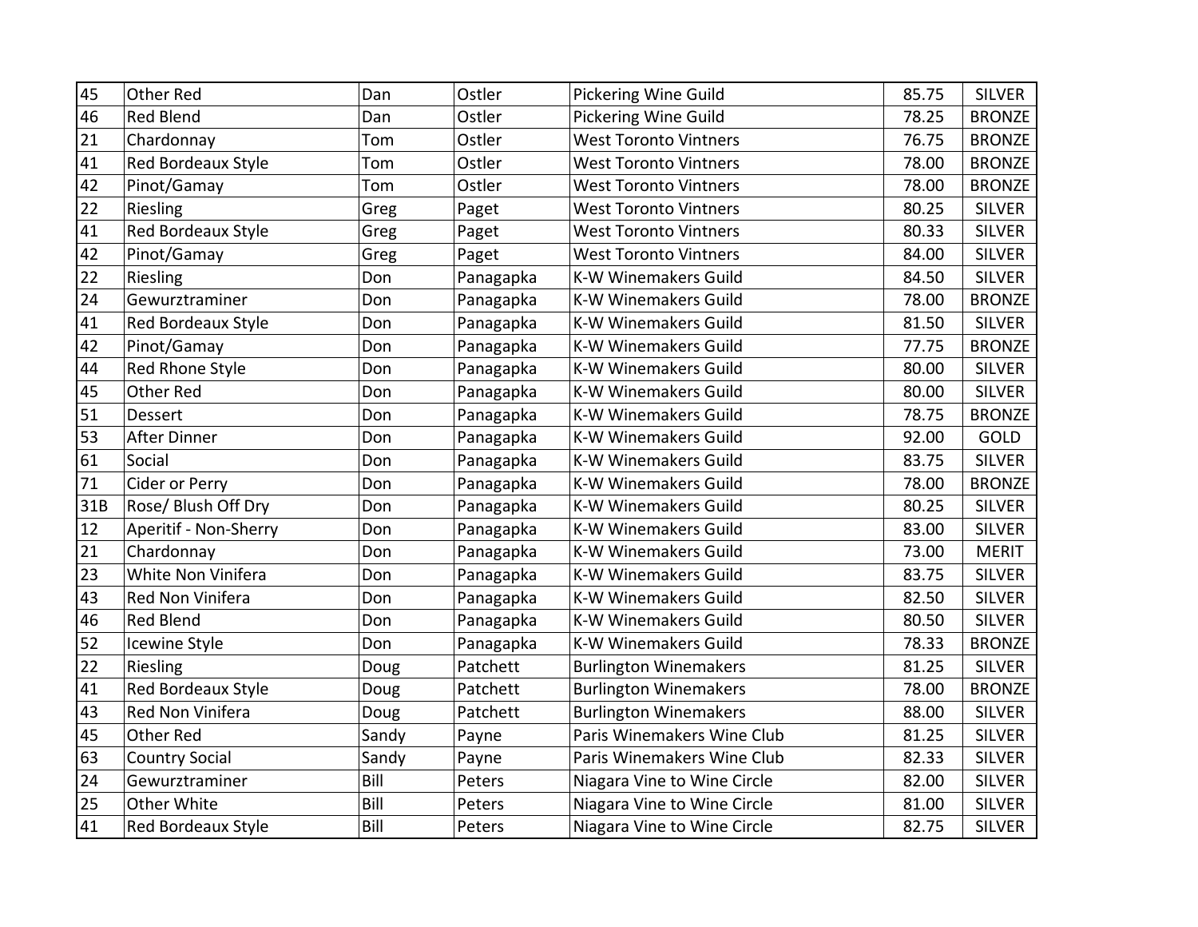| | | | | | | |
|---|---|---|---|---|---|---|
| 45 | Other Red | Dan | Ostler | Pickering Wine Guild | 85.75 | SILVER |
| 46 | Red Blend | Dan | Ostler | Pickering Wine Guild | 78.25 | BRONZE |
| 21 | Chardonnay | Tom | Ostler | West Toronto Vintners | 76.75 | BRONZE |
| 41 | Red Bordeaux Style | Tom | Ostler | West Toronto Vintners | 78.00 | BRONZE |
| 42 | Pinot/Gamay | Tom | Ostler | West Toronto Vintners | 78.00 | BRONZE |
| 22 | Riesling | Greg | Paget | West Toronto Vintners | 80.25 | SILVER |
| 41 | Red Bordeaux Style | Greg | Paget | West Toronto Vintners | 80.33 | SILVER |
| 42 | Pinot/Gamay | Greg | Paget | West Toronto Vintners | 84.00 | SILVER |
| 22 | Riesling | Don | Panagapka | K-W Winemakers Guild | 84.50 | SILVER |
| 24 | Gewurztraminer | Don | Panagapka | K-W Winemakers Guild | 78.00 | BRONZE |
| 41 | Red Bordeaux Style | Don | Panagapka | K-W Winemakers Guild | 81.50 | SILVER |
| 42 | Pinot/Gamay | Don | Panagapka | K-W Winemakers Guild | 77.75 | BRONZE |
| 44 | Red Rhone Style | Don | Panagapka | K-W Winemakers Guild | 80.00 | SILVER |
| 45 | Other Red | Don | Panagapka | K-W Winemakers Guild | 80.00 | SILVER |
| 51 | Dessert | Don | Panagapka | K-W Winemakers Guild | 78.75 | BRONZE |
| 53 | After Dinner | Don | Panagapka | K-W Winemakers Guild | 92.00 | GOLD |
| 61 | Social | Don | Panagapka | K-W Winemakers Guild | 83.75 | SILVER |
| 71 | Cider or Perry | Don | Panagapka | K-W Winemakers Guild | 78.00 | BRONZE |
| 31B | Rose/ Blush Off Dry | Don | Panagapka | K-W Winemakers Guild | 80.25 | SILVER |
| 12 | Aperitif - Non-Sherry | Don | Panagapka | K-W Winemakers Guild | 83.00 | SILVER |
| 21 | Chardonnay | Don | Panagapka | K-W Winemakers Guild | 73.00 | MERIT |
| 23 | White Non Vinifera | Don | Panagapka | K-W Winemakers Guild | 83.75 | SILVER |
| 43 | Red Non Vinifera | Don | Panagapka | K-W Winemakers Guild | 82.50 | SILVER |
| 46 | Red Blend | Don | Panagapka | K-W Winemakers Guild | 80.50 | SILVER |
| 52 | Icewine Style | Don | Panagapka | K-W Winemakers Guild | 78.33 | BRONZE |
| 22 | Riesling | Doug | Patchett | Burlington Winemakers | 81.25 | SILVER |
| 41 | Red Bordeaux Style | Doug | Patchett | Burlington Winemakers | 78.00 | BRONZE |
| 43 | Red Non Vinifera | Doug | Patchett | Burlington Winemakers | 88.00 | SILVER |
| 45 | Other Red | Sandy | Payne | Paris Winemakers Wine Club | 81.25 | SILVER |
| 63 | Country Social | Sandy | Payne | Paris Winemakers Wine Club | 82.33 | SILVER |
| 24 | Gewurztraminer | Bill | Peters | Niagara Vine to Wine Circle | 82.00 | SILVER |
| 25 | Other White | Bill | Peters | Niagara Vine to Wine Circle | 81.00 | SILVER |
| 41 | Red Bordeaux Style | Bill | Peters | Niagara Vine to Wine Circle | 82.75 | SILVER |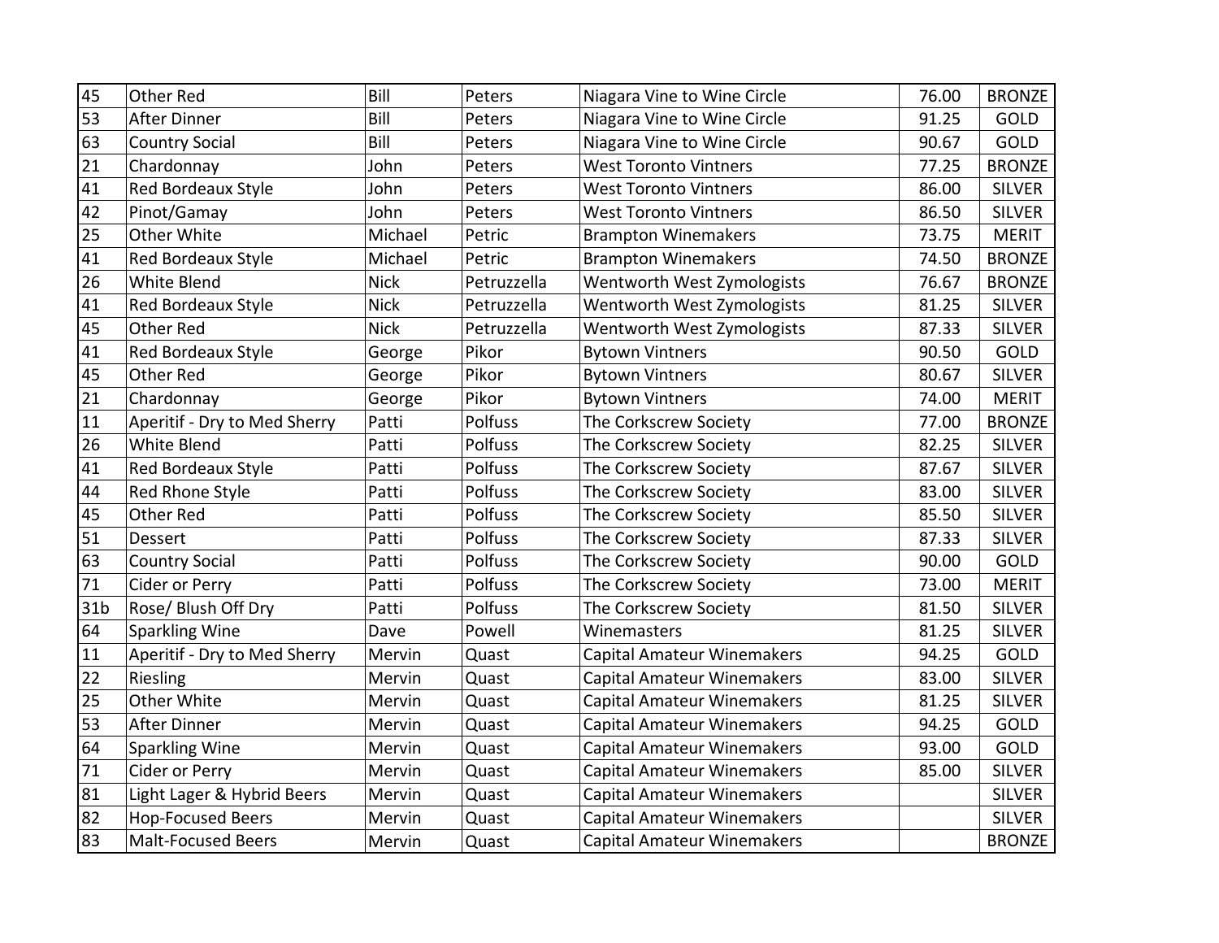| | | | | | | |
|---|---|---|---|---|---|---|
| 45 | Other Red | Bill | Peters | Niagara Vine to Wine Circle | 76.00 | BRONZE |
| 53 | After Dinner | Bill | Peters | Niagara Vine to Wine Circle | 91.25 | GOLD |
| 63 | Country Social | Bill | Peters | Niagara Vine to Wine Circle | 90.67 | GOLD |
| 21 | Chardonnay | John | Peters | West Toronto Vintners | 77.25 | BRONZE |
| 41 | Red Bordeaux Style | John | Peters | West Toronto Vintners | 86.00 | SILVER |
| 42 | Pinot/Gamay | John | Peters | West Toronto Vintners | 86.50 | SILVER |
| 25 | Other White | Michael | Petric | Brampton Winemakers | 73.75 | MERIT |
| 41 | Red Bordeaux Style | Michael | Petric | Brampton Winemakers | 74.50 | BRONZE |
| 26 | White Blend | Nick | Petruzzella | Wentworth West Zymologists | 76.67 | BRONZE |
| 41 | Red Bordeaux Style | Nick | Petruzzella | Wentworth West Zymologists | 81.25 | SILVER |
| 45 | Other Red | Nick | Petruzzella | Wentworth West Zymologists | 87.33 | SILVER |
| 41 | Red Bordeaux Style | George | Pikor | Bytown Vintners | 90.50 | GOLD |
| 45 | Other Red | George | Pikor | Bytown Vintners | 80.67 | SILVER |
| 21 | Chardonnay | George | Pikor | Bytown Vintners | 74.00 | MERIT |
| 11 | Aperitif - Dry to Med Sherry | Patti | Polfuss | The Corkscrew Society | 77.00 | BRONZE |
| 26 | White Blend | Patti | Polfuss | The Corkscrew Society | 82.25 | SILVER |
| 41 | Red Bordeaux Style | Patti | Polfuss | The Corkscrew Society | 87.67 | SILVER |
| 44 | Red Rhone Style | Patti | Polfuss | The Corkscrew Society | 83.00 | SILVER |
| 45 | Other Red | Patti | Polfuss | The Corkscrew Society | 85.50 | SILVER |
| 51 | Dessert | Patti | Polfuss | The Corkscrew Society | 87.33 | SILVER |
| 63 | Country Social | Patti | Polfuss | The Corkscrew Society | 90.00 | GOLD |
| 71 | Cider or Perry | Patti | Polfuss | The Corkscrew Society | 73.00 | MERIT |
| 31b | Rose/ Blush Off Dry | Patti | Polfuss | The Corkscrew Society | 81.50 | SILVER |
| 64 | Sparkling Wine | Dave | Powell | Winemasters | 81.25 | SILVER |
| 11 | Aperitif - Dry to Med Sherry | Mervin | Quast | Capital Amateur Winemakers | 94.25 | GOLD |
| 22 | Riesling | Mervin | Quast | Capital Amateur Winemakers | 83.00 | SILVER |
| 25 | Other White | Mervin | Quast | Capital Amateur Winemakers | 81.25 | SILVER |
| 53 | After Dinner | Mervin | Quast | Capital Amateur Winemakers | 94.25 | GOLD |
| 64 | Sparkling Wine | Mervin | Quast | Capital Amateur Winemakers | 93.00 | GOLD |
| 71 | Cider or Perry | Mervin | Quast | Capital Amateur Winemakers | 85.00 | SILVER |
| 81 | Light Lager & Hybrid Beers | Mervin | Quast | Capital Amateur Winemakers | | SILVER |
| 82 | Hop-Focused Beers | Mervin | Quast | Capital Amateur Winemakers | | SILVER |
| 83 | Malt-Focused Beers | Mervin | Quast | Capital Amateur Winemakers | | BRONZE |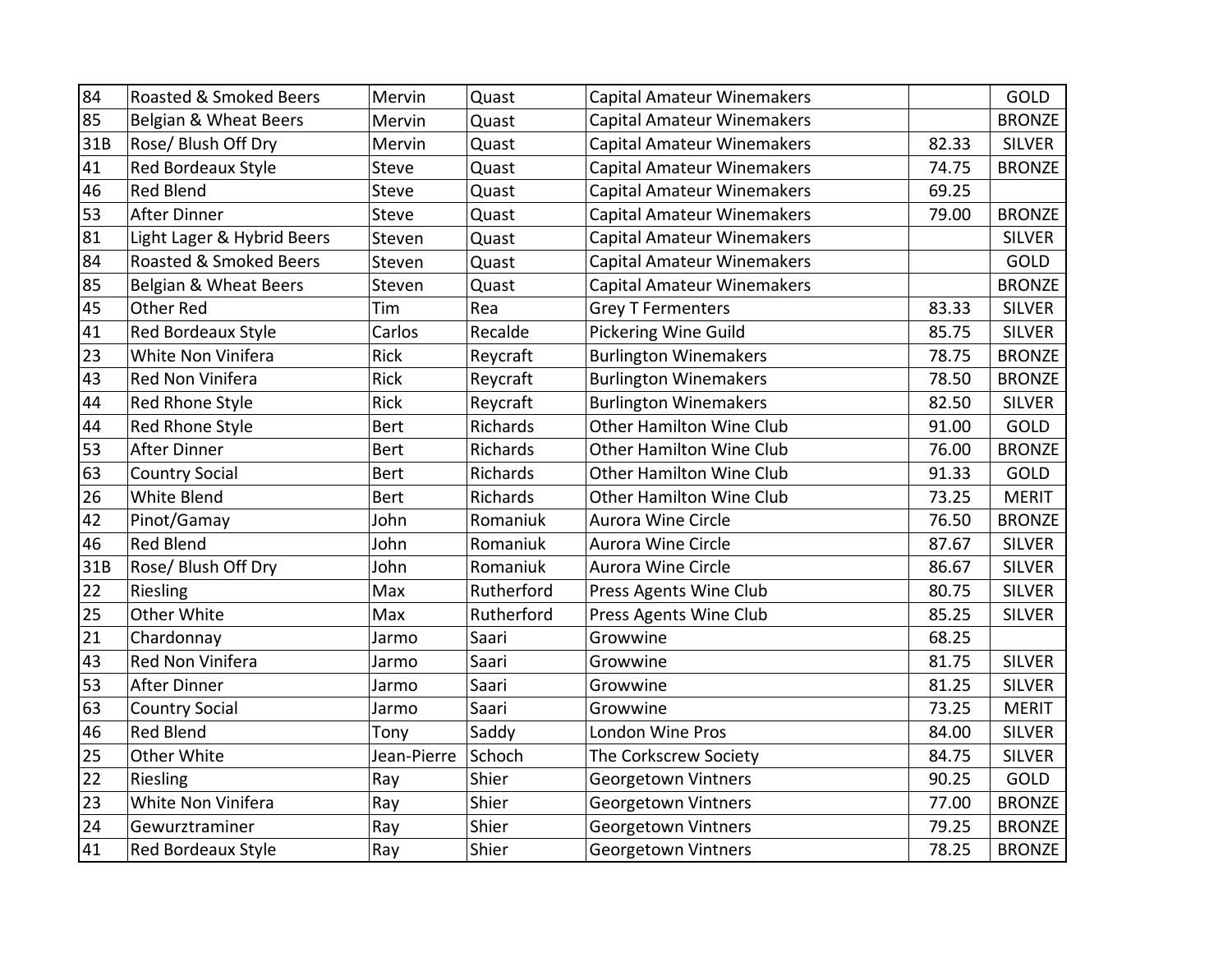| | | | | | | |
|---|---|---|---|---|---|---|
| 84 | Roasted & Smoked Beers | Mervin | Quast | Capital Amateur Winemakers | | GOLD |
| 85 | Belgian & Wheat Beers | Mervin | Quast | Capital Amateur Winemakers | | BRONZE |
| 31B | Rose/ Blush Off Dry | Mervin | Quast | Capital Amateur Winemakers | 82.33 | SILVER |
| 41 | Red Bordeaux Style | Steve | Quast | Capital Amateur Winemakers | 74.75 | BRONZE |
| 46 | Red Blend | Steve | Quast | Capital Amateur Winemakers | 69.25 | |
| 53 | After Dinner | Steve | Quast | Capital Amateur Winemakers | 79.00 | BRONZE |
| 81 | Light Lager & Hybrid Beers | Steven | Quast | Capital Amateur Winemakers | | SILVER |
| 84 | Roasted & Smoked Beers | Steven | Quast | Capital Amateur Winemakers | | GOLD |
| 85 | Belgian & Wheat Beers | Steven | Quast | Capital Amateur Winemakers | | BRONZE |
| 45 | Other Red | Tim | Rea | Grey T Fermenters | 83.33 | SILVER |
| 41 | Red Bordeaux Style | Carlos | Recalde | Pickering Wine Guild | 85.75 | SILVER |
| 23 | White Non Vinifera | Rick | Reycraft | Burlington Winemakers | 78.75 | BRONZE |
| 43 | Red Non Vinifera | Rick | Reycraft | Burlington Winemakers | 78.50 | BRONZE |
| 44 | Red Rhone Style | Rick | Reycraft | Burlington Winemakers | 82.50 | SILVER |
| 44 | Red Rhone Style | Bert | Richards | Other Hamilton Wine Club | 91.00 | GOLD |
| 53 | After Dinner | Bert | Richards | Other Hamilton Wine Club | 76.00 | BRONZE |
| 63 | Country Social | Bert | Richards | Other Hamilton Wine Club | 91.33 | GOLD |
| 26 | White Blend | Bert | Richards | Other Hamilton Wine Club | 73.25 | MERIT |
| 42 | Pinot/Gamay | John | Romaniuk | Aurora Wine Circle | 76.50 | BRONZE |
| 46 | Red Blend | John | Romaniuk | Aurora Wine Circle | 87.67 | SILVER |
| 31B | Rose/ Blush Off Dry | John | Romaniuk | Aurora Wine Circle | 86.67 | SILVER |
| 22 | Riesling | Max | Rutherford | Press Agents Wine Club | 80.75 | SILVER |
| 25 | Other White | Max | Rutherford | Press Agents Wine Club | 85.25 | SILVER |
| 21 | Chardonnay | Jarmo | Saari | Growwine | 68.25 | |
| 43 | Red Non Vinifera | Jarmo | Saari | Growwine | 81.75 | SILVER |
| 53 | After Dinner | Jarmo | Saari | Growwine | 81.25 | SILVER |
| 63 | Country Social | Jarmo | Saari | Growwine | 73.25 | MERIT |
| 46 | Red Blend | Tony | Saddy | London Wine Pros | 84.00 | SILVER |
| 25 | Other White | Jean-Pierre | Schoch | The Corkscrew Society | 84.75 | SILVER |
| 22 | Riesling | Ray | Shier | Georgetown Vintners | 90.25 | GOLD |
| 23 | White Non Vinifera | Ray | Shier | Georgetown Vintners | 77.00 | BRONZE |
| 24 | Gewurztraminer | Ray | Shier | Georgetown Vintners | 79.25 | BRONZE |
| 41 | Red Bordeaux Style | Ray | Shier | Georgetown Vintners | 78.25 | BRONZE |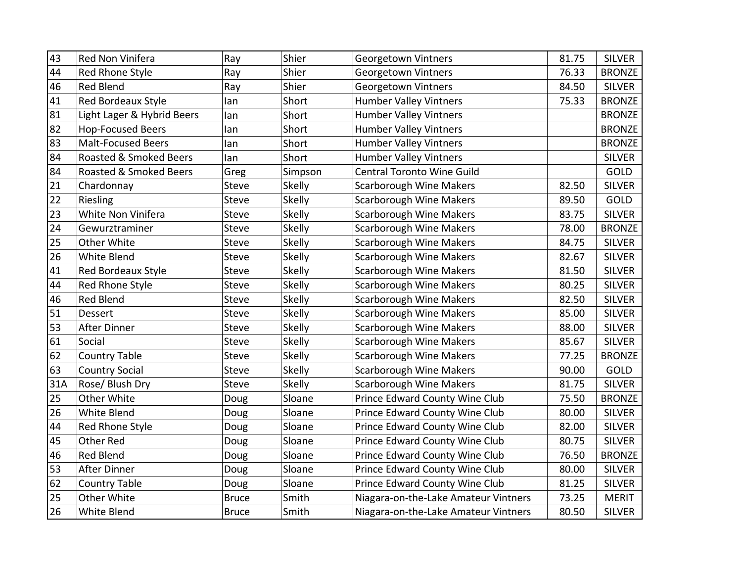| | | | | | | |
|---|---|---|---|---|---|---|
| 43 | Red Non Vinifera | Ray | Shier | Georgetown Vintners | 81.75 | SILVER |
| 44 | Red Rhone Style | Ray | Shier | Georgetown Vintners | 76.33 | BRONZE |
| 46 | Red Blend | Ray | Shier | Georgetown Vintners | 84.50 | SILVER |
| 41 | Red Bordeaux Style | Ian | Short | Humber Valley Vintners | 75.33 | BRONZE |
| 81 | Light Lager & Hybrid Beers | Ian | Short | Humber Valley Vintners | | BRONZE |
| 82 | Hop-Focused Beers | Ian | Short | Humber Valley Vintners | | BRONZE |
| 83 | Malt-Focused Beers | Ian | Short | Humber Valley Vintners | | BRONZE |
| 84 | Roasted & Smoked Beers | Ian | Short | Humber Valley Vintners | | SILVER |
| 84 | Roasted & Smoked Beers | Greg | Simpson | Central Toronto Wine Guild | | GOLD |
| 21 | Chardonnay | Steve | Skelly | Scarborough Wine Makers | 82.50 | SILVER |
| 22 | Riesling | Steve | Skelly | Scarborough Wine Makers | 89.50 | GOLD |
| 23 | White Non Vinifera | Steve | Skelly | Scarborough Wine Makers | 83.75 | SILVER |
| 24 | Gewurztraminer | Steve | Skelly | Scarborough Wine Makers | 78.00 | BRONZE |
| 25 | Other White | Steve | Skelly | Scarborough Wine Makers | 84.75 | SILVER |
| 26 | White Blend | Steve | Skelly | Scarborough Wine Makers | 82.67 | SILVER |
| 41 | Red Bordeaux Style | Steve | Skelly | Scarborough Wine Makers | 81.50 | SILVER |
| 44 | Red Rhone Style | Steve | Skelly | Scarborough Wine Makers | 80.25 | SILVER |
| 46 | Red Blend | Steve | Skelly | Scarborough Wine Makers | 82.50 | SILVER |
| 51 | Dessert | Steve | Skelly | Scarborough Wine Makers | 85.00 | SILVER |
| 53 | After Dinner | Steve | Skelly | Scarborough Wine Makers | 88.00 | SILVER |
| 61 | Social | Steve | Skelly | Scarborough Wine Makers | 85.67 | SILVER |
| 62 | Country Table | Steve | Skelly | Scarborough Wine Makers | 77.25 | BRONZE |
| 63 | Country Social | Steve | Skelly | Scarborough Wine Makers | 90.00 | GOLD |
| 31A | Rose/ Blush Dry | Steve | Skelly | Scarborough Wine Makers | 81.75 | SILVER |
| 25 | Other White | Doug | Sloane | Prince Edward County Wine Club | 75.50 | BRONZE |
| 26 | White Blend | Doug | Sloane | Prince Edward County Wine Club | 80.00 | SILVER |
| 44 | Red Rhone Style | Doug | Sloane | Prince Edward County Wine Club | 82.00 | SILVER |
| 45 | Other Red | Doug | Sloane | Prince Edward County Wine Club | 80.75 | SILVER |
| 46 | Red Blend | Doug | Sloane | Prince Edward County Wine Club | 76.50 | BRONZE |
| 53 | After Dinner | Doug | Sloane | Prince Edward County Wine Club | 80.00 | SILVER |
| 62 | Country Table | Doug | Sloane | Prince Edward County Wine Club | 81.25 | SILVER |
| 25 | Other White | Bruce | Smith | Niagara-on-the-Lake Amateur Vintners | 73.25 | MERIT |
| 26 | White Blend | Bruce | Smith | Niagara-on-the-Lake Amateur Vintners | 80.50 | SILVER |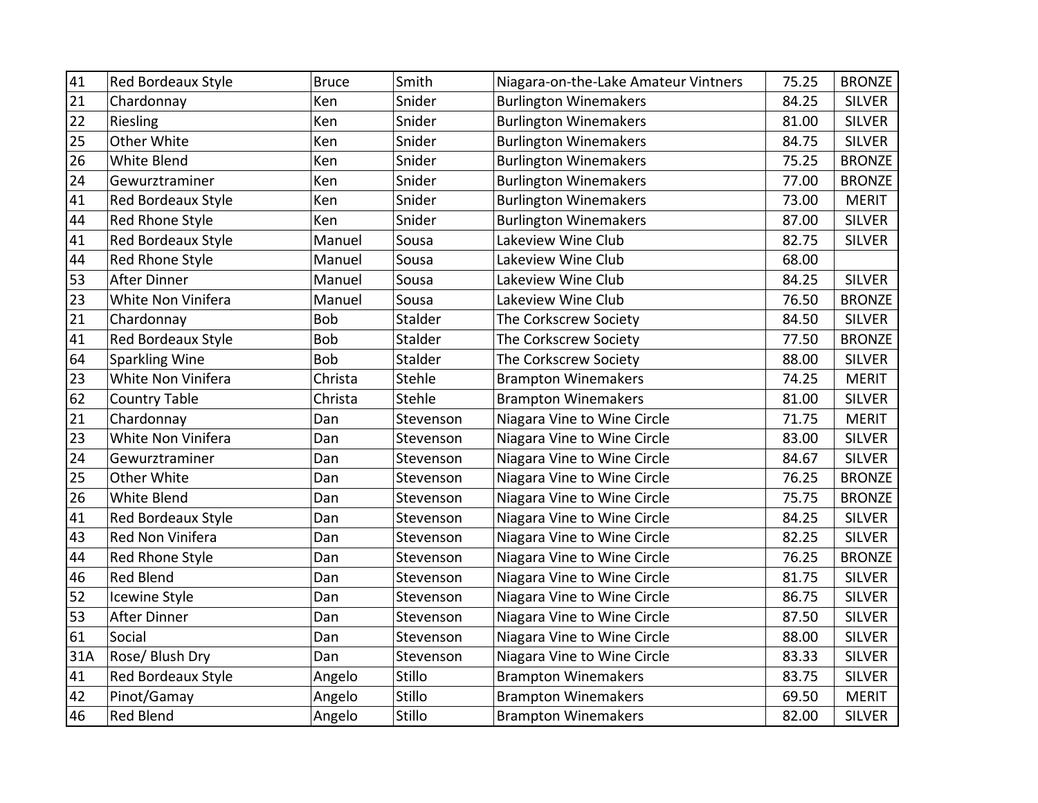| | | | | | | |
|---|---|---|---|---|---|---|
| 41 | Red Bordeaux Style | Bruce | Smith | Niagara-on-the-Lake Amateur Vintners | 75.25 | BRONZE |
| 21 | Chardonnay | Ken | Snider | Burlington Winemakers | 84.25 | SILVER |
| 22 | Riesling | Ken | Snider | Burlington Winemakers | 81.00 | SILVER |
| 25 | Other White | Ken | Snider | Burlington Winemakers | 84.75 | SILVER |
| 26 | White Blend | Ken | Snider | Burlington Winemakers | 75.25 | BRONZE |
| 24 | Gewurztraminer | Ken | Snider | Burlington Winemakers | 77.00 | BRONZE |
| 41 | Red Bordeaux Style | Ken | Snider | Burlington Winemakers | 73.00 | MERIT |
| 44 | Red Rhone Style | Ken | Snider | Burlington Winemakers | 87.00 | SILVER |
| 41 | Red Bordeaux Style | Manuel | Sousa | Lakeview Wine Club | 82.75 | SILVER |
| 44 | Red Rhone Style | Manuel | Sousa | Lakeview Wine Club | 68.00 | |
| 53 | After Dinner | Manuel | Sousa | Lakeview Wine Club | 84.25 | SILVER |
| 23 | White Non Vinifera | Manuel | Sousa | Lakeview Wine Club | 76.50 | BRONZE |
| 21 | Chardonnay | Bob | Stalder | The Corkscrew Society | 84.50 | SILVER |
| 41 | Red Bordeaux Style | Bob | Stalder | The Corkscrew Society | 77.50 | BRONZE |
| 64 | Sparkling Wine | Bob | Stalder | The Corkscrew Society | 88.00 | SILVER |
| 23 | White Non Vinifera | Christa | Stehle | Brampton Winemakers | 74.25 | MERIT |
| 62 | Country Table | Christa | Stehle | Brampton Winemakers | 81.00 | SILVER |
| 21 | Chardonnay | Dan | Stevenson | Niagara Vine to Wine Circle | 71.75 | MERIT |
| 23 | White Non Vinifera | Dan | Stevenson | Niagara Vine to Wine Circle | 83.00 | SILVER |
| 24 | Gewurztraminer | Dan | Stevenson | Niagara Vine to Wine Circle | 84.67 | SILVER |
| 25 | Other White | Dan | Stevenson | Niagara Vine to Wine Circle | 76.25 | BRONZE |
| 26 | White Blend | Dan | Stevenson | Niagara Vine to Wine Circle | 75.75 | BRONZE |
| 41 | Red Bordeaux Style | Dan | Stevenson | Niagara Vine to Wine Circle | 84.25 | SILVER |
| 43 | Red Non Vinifera | Dan | Stevenson | Niagara Vine to Wine Circle | 82.25 | SILVER |
| 44 | Red Rhone Style | Dan | Stevenson | Niagara Vine to Wine Circle | 76.25 | BRONZE |
| 46 | Red Blend | Dan | Stevenson | Niagara Vine to Wine Circle | 81.75 | SILVER |
| 52 | Icewine Style | Dan | Stevenson | Niagara Vine to Wine Circle | 86.75 | SILVER |
| 53 | After Dinner | Dan | Stevenson | Niagara Vine to Wine Circle | 87.50 | SILVER |
| 61 | Social | Dan | Stevenson | Niagara Vine to Wine Circle | 88.00 | SILVER |
| 31A | Rose/ Blush Dry | Dan | Stevenson | Niagara Vine to Wine Circle | 83.33 | SILVER |
| 41 | Red Bordeaux Style | Angelo | Stillo | Brampton Winemakers | 83.75 | SILVER |
| 42 | Pinot/Gamay | Angelo | Stillo | Brampton Winemakers | 69.50 | MERIT |
| 46 | Red Blend | Angelo | Stillo | Brampton Winemakers | 82.00 | SILVER |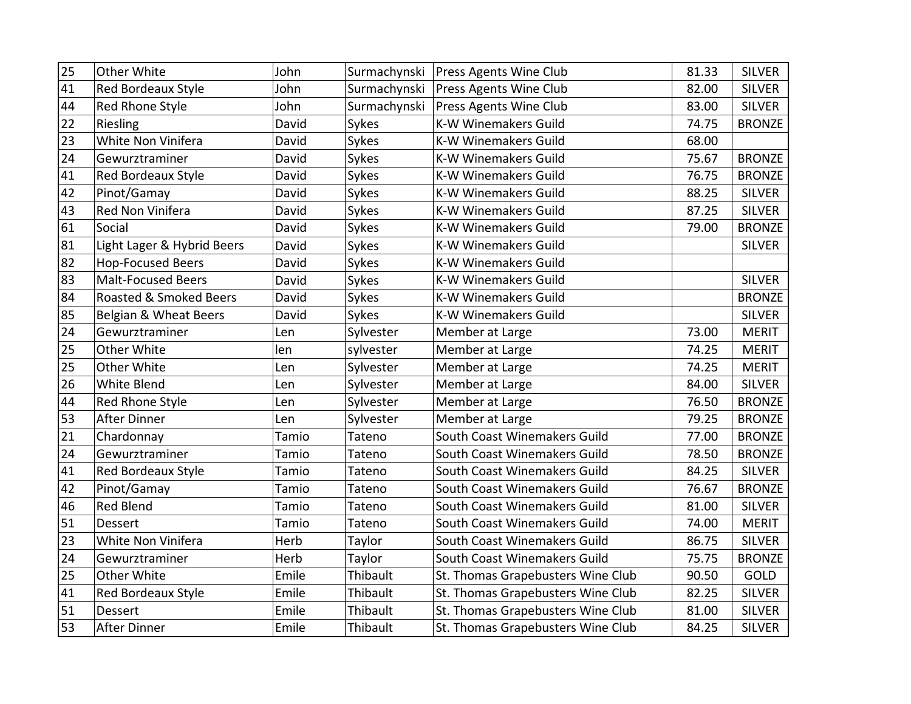| | | | | | | |
|---|---|---|---|---|---|---|
| 25 | Other White | John | Surmachynski | Press Agents Wine Club | 81.33 | SILVER |
| 41 | Red Bordeaux Style | John | Surmachynski | Press Agents Wine Club | 82.00 | SILVER |
| 44 | Red Rhone Style | John | Surmachynski | Press Agents Wine Club | 83.00 | SILVER |
| 22 | Riesling | David | Sykes | K-W Winemakers Guild | 74.75 | BRONZE |
| 23 | White Non Vinifera | David | Sykes | K-W Winemakers Guild | 68.00 | |
| 24 | Gewurztraminer | David | Sykes | K-W Winemakers Guild | 75.67 | BRONZE |
| 41 | Red Bordeaux Style | David | Sykes | K-W Winemakers Guild | 76.75 | BRONZE |
| 42 | Pinot/Gamay | David | Sykes | K-W Winemakers Guild | 88.25 | SILVER |
| 43 | Red Non Vinifera | David | Sykes | K-W Winemakers Guild | 87.25 | SILVER |
| 61 | Social | David | Sykes | K-W Winemakers Guild | 79.00 | BRONZE |
| 81 | Light Lager & Hybrid Beers | David | Sykes | K-W Winemakers Guild | | SILVER |
| 82 | Hop-Focused Beers | David | Sykes | K-W Winemakers Guild | | |
| 83 | Malt-Focused Beers | David | Sykes | K-W Winemakers Guild | | SILVER |
| 84 | Roasted & Smoked Beers | David | Sykes | K-W Winemakers Guild | | BRONZE |
| 85 | Belgian & Wheat Beers | David | Sykes | K-W Winemakers Guild | | SILVER |
| 24 | Gewurztraminer | Len | Sylvester | Member at Large | 73.00 | MERIT |
| 25 | Other White | len | sylvester | Member at Large | 74.25 | MERIT |
| 25 | Other White | Len | Sylvester | Member at Large | 74.25 | MERIT |
| 26 | White Blend | Len | Sylvester | Member at Large | 84.00 | SILVER |
| 44 | Red Rhone Style | Len | Sylvester | Member at Large | 76.50 | BRONZE |
| 53 | After Dinner | Len | Sylvester | Member at Large | 79.25 | BRONZE |
| 21 | Chardonnay | Tamio | Tateno | South Coast Winemakers Guild | 77.00 | BRONZE |
| 24 | Gewurztraminer | Tamio | Tateno | South Coast Winemakers Guild | 78.50 | BRONZE |
| 41 | Red Bordeaux Style | Tamio | Tateno | South Coast Winemakers Guild | 84.25 | SILVER |
| 42 | Pinot/Gamay | Tamio | Tateno | South Coast Winemakers Guild | 76.67 | BRONZE |
| 46 | Red Blend | Tamio | Tateno | South Coast Winemakers Guild | 81.00 | SILVER |
| 51 | Dessert | Tamio | Tateno | South Coast Winemakers Guild | 74.00 | MERIT |
| 23 | White Non Vinifera | Herb | Taylor | South Coast Winemakers Guild | 86.75 | SILVER |
| 24 | Gewurztraminer | Herb | Taylor | South Coast Winemakers Guild | 75.75 | BRONZE |
| 25 | Other White | Emile | Thibault | St. Thomas Grapebusters Wine Club | 90.50 | GOLD |
| 41 | Red Bordeaux Style | Emile | Thibault | St. Thomas Grapebusters Wine Club | 82.25 | SILVER |
| 51 | Dessert | Emile | Thibault | St. Thomas Grapebusters Wine Club | 81.00 | SILVER |
| 53 | After Dinner | Emile | Thibault | St. Thomas Grapebusters Wine Club | 84.25 | SILVER |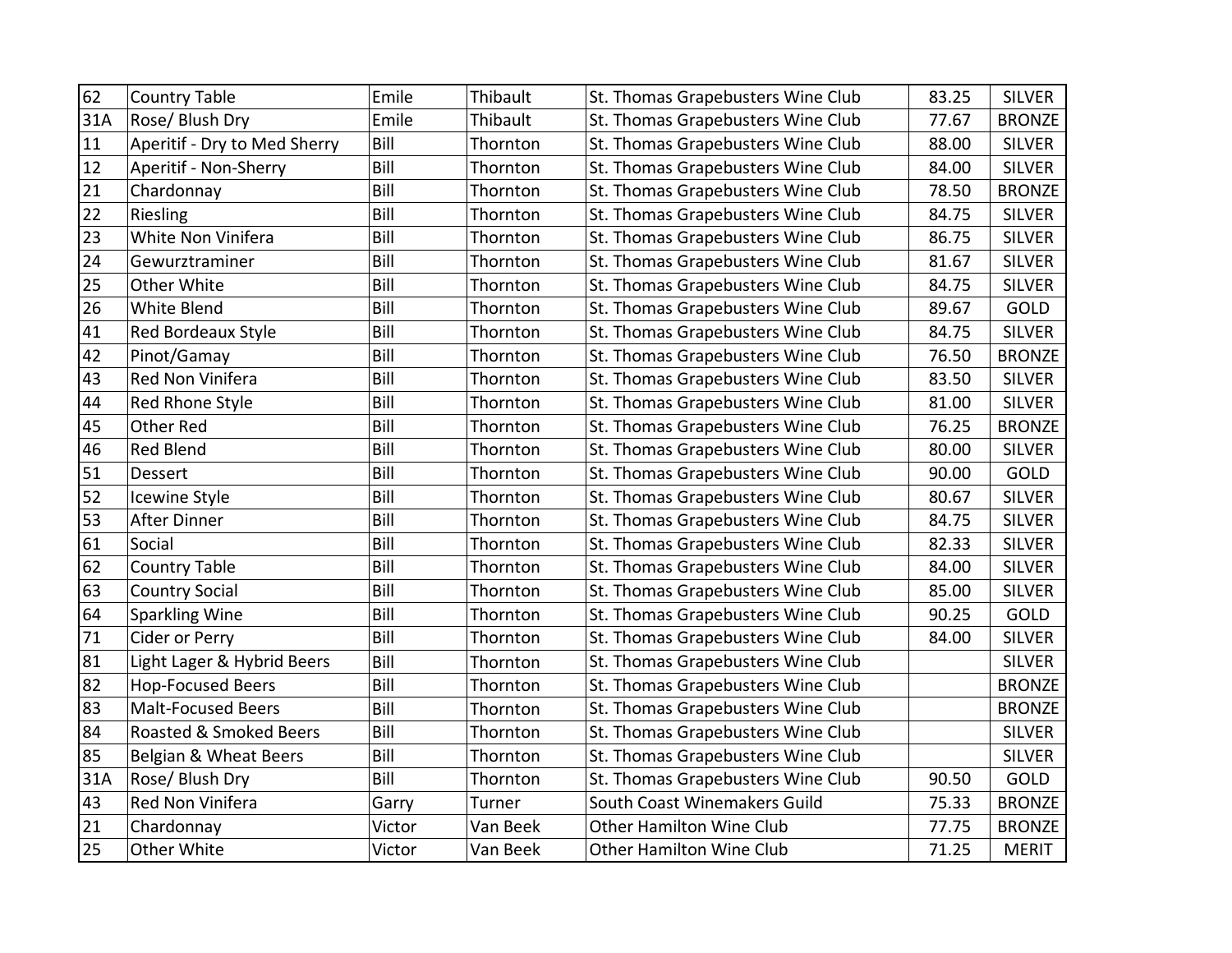| 62 | Country Table | Emile | Thibault | St. Thomas Grapebusters Wine Club | 83.25 | SILVER |
|---|---|---|---|---|---|---|
| 31A | Rose/ Blush Dry | Emile | Thibault | St. Thomas Grapebusters Wine Club | 77.67 | BRONZE |
| 11 | Aperitif - Dry to Med Sherry | Bill | Thornton | St. Thomas Grapebusters Wine Club | 88.00 | SILVER |
| 12 | Aperitif - Non-Sherry | Bill | Thornton | St. Thomas Grapebusters Wine Club | 84.00 | SILVER |
| 21 | Chardonnay | Bill | Thornton | St. Thomas Grapebusters Wine Club | 78.50 | BRONZE |
| 22 | Riesling | Bill | Thornton | St. Thomas Grapebusters Wine Club | 84.75 | SILVER |
| 23 | White Non Vinifera | Bill | Thornton | St. Thomas Grapebusters Wine Club | 86.75 | SILVER |
| 24 | Gewurztraminer | Bill | Thornton | St. Thomas Grapebusters Wine Club | 81.67 | SILVER |
| 25 | Other White | Bill | Thornton | St. Thomas Grapebusters Wine Club | 84.75 | SILVER |
| 26 | White Blend | Bill | Thornton | St. Thomas Grapebusters Wine Club | 89.67 | GOLD |
| 41 | Red Bordeaux Style | Bill | Thornton | St. Thomas Grapebusters Wine Club | 84.75 | SILVER |
| 42 | Pinot/Gamay | Bill | Thornton | St. Thomas Grapebusters Wine Club | 76.50 | BRONZE |
| 43 | Red Non Vinifera | Bill | Thornton | St. Thomas Grapebusters Wine Club | 83.50 | SILVER |
| 44 | Red Rhone Style | Bill | Thornton | St. Thomas Grapebusters Wine Club | 81.00 | SILVER |
| 45 | Other Red | Bill | Thornton | St. Thomas Grapebusters Wine Club | 76.25 | BRONZE |
| 46 | Red Blend | Bill | Thornton | St. Thomas Grapebusters Wine Club | 80.00 | SILVER |
| 51 | Dessert | Bill | Thornton | St. Thomas Grapebusters Wine Club | 90.00 | GOLD |
| 52 | Icewine Style | Bill | Thornton | St. Thomas Grapebusters Wine Club | 80.67 | SILVER |
| 53 | After Dinner | Bill | Thornton | St. Thomas Grapebusters Wine Club | 84.75 | SILVER |
| 61 | Social | Bill | Thornton | St. Thomas Grapebusters Wine Club | 82.33 | SILVER |
| 62 | Country Table | Bill | Thornton | St. Thomas Grapebusters Wine Club | 84.00 | SILVER |
| 63 | Country Social | Bill | Thornton | St. Thomas Grapebusters Wine Club | 85.00 | SILVER |
| 64 | Sparkling Wine | Bill | Thornton | St. Thomas Grapebusters Wine Club | 90.25 | GOLD |
| 71 | Cider or Perry | Bill | Thornton | St. Thomas Grapebusters Wine Club | 84.00 | SILVER |
| 81 | Light Lager & Hybrid Beers | Bill | Thornton | St. Thomas Grapebusters Wine Club | | SILVER |
| 82 | Hop-Focused Beers | Bill | Thornton | St. Thomas Grapebusters Wine Club | | BRONZE |
| 83 | Malt-Focused Beers | Bill | Thornton | St. Thomas Grapebusters Wine Club | | BRONZE |
| 84 | Roasted & Smoked Beers | Bill | Thornton | St. Thomas Grapebusters Wine Club | | SILVER |
| 85 | Belgian & Wheat Beers | Bill | Thornton | St. Thomas Grapebusters Wine Club | | SILVER |
| 31A | Rose/ Blush Dry | Bill | Thornton | St. Thomas Grapebusters Wine Club | 90.50 | GOLD |
| 43 | Red Non Vinifera | Garry | Turner | South Coast Winemakers Guild | 75.33 | BRONZE |
| 21 | Chardonnay | Victor | Van Beek | Other Hamilton Wine Club | 77.75 | BRONZE |
| 25 | Other White | Victor | Van Beek | Other Hamilton Wine Club | 71.25 | MERIT |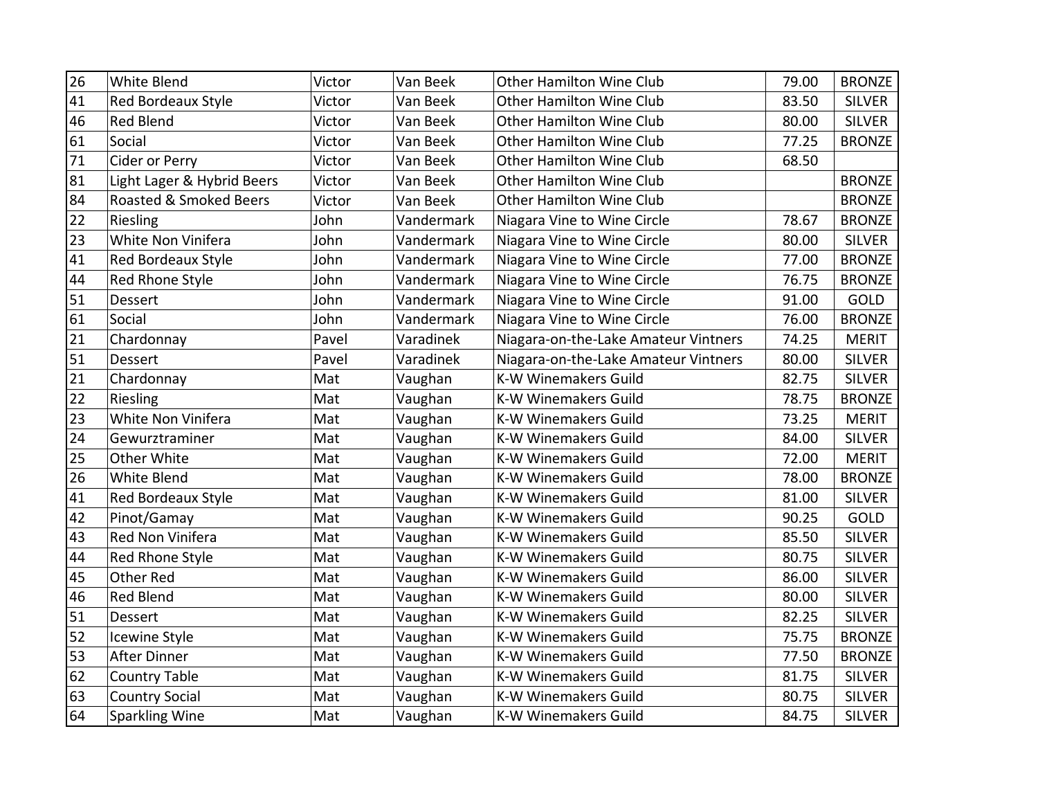| | | | | | | |
|---|---|---|---|---|---|---|
| 26 | White Blend | Victor | Van Beek | Other Hamilton Wine Club | 79.00 | BRONZE |
| 41 | Red Bordeaux Style | Victor | Van Beek | Other Hamilton Wine Club | 83.50 | SILVER |
| 46 | Red Blend | Victor | Van Beek | Other Hamilton Wine Club | 80.00 | SILVER |
| 61 | Social | Victor | Van Beek | Other Hamilton Wine Club | 77.25 | BRONZE |
| 71 | Cider or Perry | Victor | Van Beek | Other Hamilton Wine Club | 68.50 | |
| 81 | Light Lager & Hybrid Beers | Victor | Van Beek | Other Hamilton Wine Club | | BRONZE |
| 84 | Roasted & Smoked Beers | Victor | Van Beek | Other Hamilton Wine Club | | BRONZE |
| 22 | Riesling | John | Vandermark | Niagara Vine to Wine Circle | 78.67 | BRONZE |
| 23 | White Non Vinifera | John | Vandermark | Niagara Vine to Wine Circle | 80.00 | SILVER |
| 41 | Red Bordeaux Style | John | Vandermark | Niagara Vine to Wine Circle | 77.00 | BRONZE |
| 44 | Red Rhone Style | John | Vandermark | Niagara Vine to Wine Circle | 76.75 | BRONZE |
| 51 | Dessert | John | Vandermark | Niagara Vine to Wine Circle | 91.00 | GOLD |
| 61 | Social | John | Vandermark | Niagara Vine to Wine Circle | 76.00 | BRONZE |
| 21 | Chardonnay | Pavel | Varadinek | Niagara-on-the-Lake Amateur Vintners | 74.25 | MERIT |
| 51 | Dessert | Pavel | Varadinek | Niagara-on-the-Lake Amateur Vintners | 80.00 | SILVER |
| 21 | Chardonnay | Mat | Vaughan | K-W Winemakers Guild | 82.75 | SILVER |
| 22 | Riesling | Mat | Vaughan | K-W Winemakers Guild | 78.75 | BRONZE |
| 23 | White Non Vinifera | Mat | Vaughan | K-W Winemakers Guild | 73.25 | MERIT |
| 24 | Gewurztraminer | Mat | Vaughan | K-W Winemakers Guild | 84.00 | SILVER |
| 25 | Other White | Mat | Vaughan | K-W Winemakers Guild | 72.00 | MERIT |
| 26 | White Blend | Mat | Vaughan | K-W Winemakers Guild | 78.00 | BRONZE |
| 41 | Red Bordeaux Style | Mat | Vaughan | K-W Winemakers Guild | 81.00 | SILVER |
| 42 | Pinot/Gamay | Mat | Vaughan | K-W Winemakers Guild | 90.25 | GOLD |
| 43 | Red Non Vinifera | Mat | Vaughan | K-W Winemakers Guild | 85.50 | SILVER |
| 44 | Red Rhone Style | Mat | Vaughan | K-W Winemakers Guild | 80.75 | SILVER |
| 45 | Other Red | Mat | Vaughan | K-W Winemakers Guild | 86.00 | SILVER |
| 46 | Red Blend | Mat | Vaughan | K-W Winemakers Guild | 80.00 | SILVER |
| 51 | Dessert | Mat | Vaughan | K-W Winemakers Guild | 82.25 | SILVER |
| 52 | Icewine Style | Mat | Vaughan | K-W Winemakers Guild | 75.75 | BRONZE |
| 53 | After Dinner | Mat | Vaughan | K-W Winemakers Guild | 77.50 | BRONZE |
| 62 | Country Table | Mat | Vaughan | K-W Winemakers Guild | 81.75 | SILVER |
| 63 | Country Social | Mat | Vaughan | K-W Winemakers Guild | 80.75 | SILVER |
| 64 | Sparkling Wine | Mat | Vaughan | K-W Winemakers Guild | 84.75 | SILVER |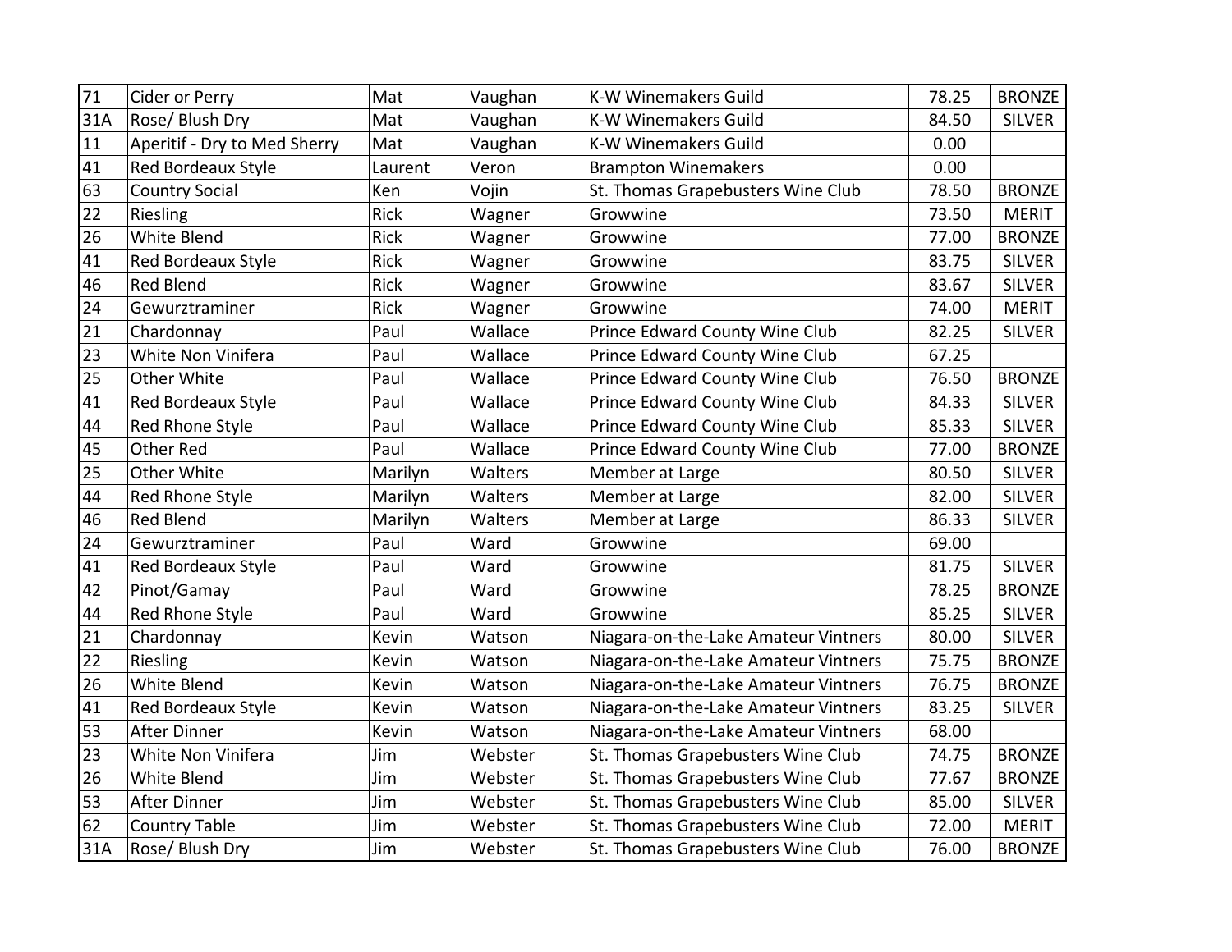| 71 | Cider or Perry | Mat | Vaughan | K-W Winemakers Guild | 78.25 | BRONZE |
|---|---|---|---|---|---|---|
| 31A | Rose/ Blush Dry | Mat | Vaughan | K-W Winemakers Guild | 84.50 | SILVER |
| 11 | Aperitif - Dry to Med Sherry | Mat | Vaughan | K-W Winemakers Guild | 0.00 | |
| 41 | Red Bordeaux Style | Laurent | Veron | Brampton Winemakers | 0.00 | |
| 63 | Country Social | Ken | Vojin | St. Thomas Grapebusters Wine Club | 78.50 | BRONZE |
| 22 | Riesling | Rick | Wagner | Growwine | 73.50 | MERIT |
| 26 | White Blend | Rick | Wagner | Growwine | 77.00 | BRONZE |
| 41 | Red Bordeaux Style | Rick | Wagner | Growwine | 83.75 | SILVER |
| 46 | Red Blend | Rick | Wagner | Growwine | 83.67 | SILVER |
| 24 | Gewurztraminer | Rick | Wagner | Growwine | 74.00 | MERIT |
| 21 | Chardonnay | Paul | Wallace | Prince Edward County Wine Club | 82.25 | SILVER |
| 23 | White Non Vinifera | Paul | Wallace | Prince Edward County Wine Club | 67.25 | |
| 25 | Other White | Paul | Wallace | Prince Edward County Wine Club | 76.50 | BRONZE |
| 41 | Red Bordeaux Style | Paul | Wallace | Prince Edward County Wine Club | 84.33 | SILVER |
| 44 | Red Rhone Style | Paul | Wallace | Prince Edward County Wine Club | 85.33 | SILVER |
| 45 | Other Red | Paul | Wallace | Prince Edward County Wine Club | 77.00 | BRONZE |
| 25 | Other White | Marilyn | Walters | Member at Large | 80.50 | SILVER |
| 44 | Red Rhone Style | Marilyn | Walters | Member at Large | 82.00 | SILVER |
| 46 | Red Blend | Marilyn | Walters | Member at Large | 86.33 | SILVER |
| 24 | Gewurztraminer | Paul | Ward | Growwine | 69.00 | |
| 41 | Red Bordeaux Style | Paul | Ward | Growwine | 81.75 | SILVER |
| 42 | Pinot/Gamay | Paul | Ward | Growwine | 78.25 | BRONZE |
| 44 | Red Rhone Style | Paul | Ward | Growwine | 85.25 | SILVER |
| 21 | Chardonnay | Kevin | Watson | Niagara-on-the-Lake Amateur Vintners | 80.00 | SILVER |
| 22 | Riesling | Kevin | Watson | Niagara-on-the-Lake Amateur Vintners | 75.75 | BRONZE |
| 26 | White Blend | Kevin | Watson | Niagara-on-the-Lake Amateur Vintners | 76.75 | BRONZE |
| 41 | Red Bordeaux Style | Kevin | Watson | Niagara-on-the-Lake Amateur Vintners | 83.25 | SILVER |
| 53 | After Dinner | Kevin | Watson | Niagara-on-the-Lake Amateur Vintners | 68.00 | |
| 23 | White Non Vinifera | Jim | Webster | St. Thomas Grapebusters Wine Club | 74.75 | BRONZE |
| 26 | White Blend | Jim | Webster | St. Thomas Grapebusters Wine Club | 77.67 | BRONZE |
| 53 | After Dinner | Jim | Webster | St. Thomas Grapebusters Wine Club | 85.00 | SILVER |
| 62 | Country Table | Jim | Webster | St. Thomas Grapebusters Wine Club | 72.00 | MERIT |
| 31A | Rose/ Blush Dry | Jim | Webster | St. Thomas Grapebusters Wine Club | 76.00 | BRONZE |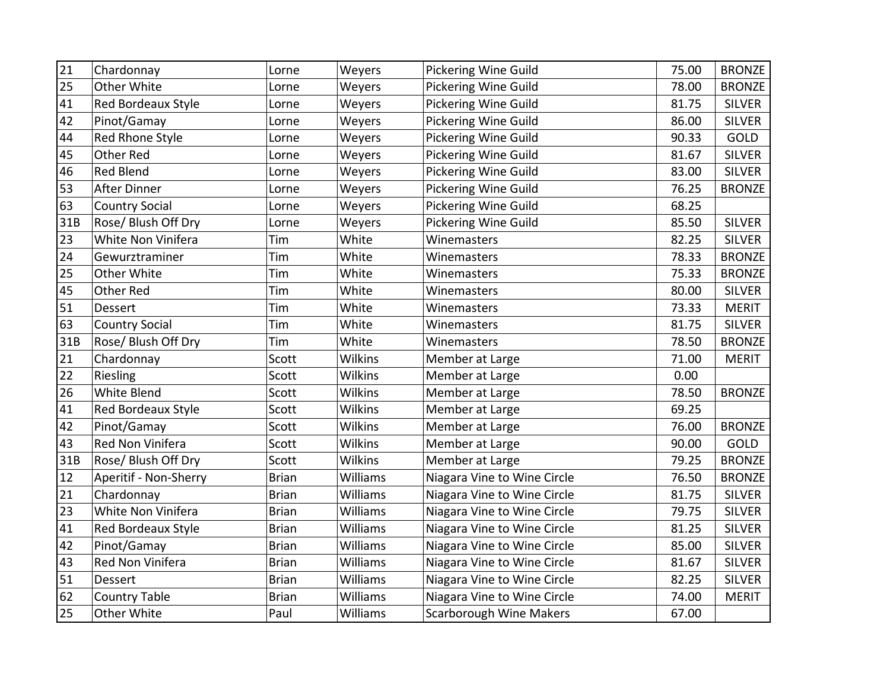| | | | | | | |
|---|---|---|---|---|---|---|
| 21 | Chardonnay | Lorne | Weyers | Pickering Wine Guild | 75.00 | BRONZE |
| 25 | Other White | Lorne | Weyers | Pickering Wine Guild | 78.00 | BRONZE |
| 41 | Red Bordeaux Style | Lorne | Weyers | Pickering Wine Guild | 81.75 | SILVER |
| 42 | Pinot/Gamay | Lorne | Weyers | Pickering Wine Guild | 86.00 | SILVER |
| 44 | Red Rhone Style | Lorne | Weyers | Pickering Wine Guild | 90.33 | GOLD |
| 45 | Other Red | Lorne | Weyers | Pickering Wine Guild | 81.67 | SILVER |
| 46 | Red Blend | Lorne | Weyers | Pickering Wine Guild | 83.00 | SILVER |
| 53 | After Dinner | Lorne | Weyers | Pickering Wine Guild | 76.25 | BRONZE |
| 63 | Country Social | Lorne | Weyers | Pickering Wine Guild | 68.25 | |
| 31B | Rose/ Blush Off Dry | Lorne | Weyers | Pickering Wine Guild | 85.50 | SILVER |
| 23 | White Non Vinifera | Tim | White | Winemasters | 82.25 | SILVER |
| 24 | Gewurztraminer | Tim | White | Winemasters | 78.33 | BRONZE |
| 25 | Other White | Tim | White | Winemasters | 75.33 | BRONZE |
| 45 | Other Red | Tim | White | Winemasters | 80.00 | SILVER |
| 51 | Dessert | Tim | White | Winemasters | 73.33 | MERIT |
| 63 | Country Social | Tim | White | Winemasters | 81.75 | SILVER |
| 31B | Rose/ Blush Off Dry | Tim | White | Winemasters | 78.50 | BRONZE |
| 21 | Chardonnay | Scott | Wilkins | Member at Large | 71.00 | MERIT |
| 22 | Riesling | Scott | Wilkins | Member at Large | 0.00 | |
| 26 | White Blend | Scott | Wilkins | Member at Large | 78.50 | BRONZE |
| 41 | Red Bordeaux Style | Scott | Wilkins | Member at Large | 69.25 | |
| 42 | Pinot/Gamay | Scott | Wilkins | Member at Large | 76.00 | BRONZE |
| 43 | Red Non Vinifera | Scott | Wilkins | Member at Large | 90.00 | GOLD |
| 31B | Rose/ Blush Off Dry | Scott | Wilkins | Member at Large | 79.25 | BRONZE |
| 12 | Aperitif - Non-Sherry | Brian | Williams | Niagara Vine to Wine Circle | 76.50 | BRONZE |
| 21 | Chardonnay | Brian | Williams | Niagara Vine to Wine Circle | 81.75 | SILVER |
| 23 | White Non Vinifera | Brian | Williams | Niagara Vine to Wine Circle | 79.75 | SILVER |
| 41 | Red Bordeaux Style | Brian | Williams | Niagara Vine to Wine Circle | 81.25 | SILVER |
| 42 | Pinot/Gamay | Brian | Williams | Niagara Vine to Wine Circle | 85.00 | SILVER |
| 43 | Red Non Vinifera | Brian | Williams | Niagara Vine to Wine Circle | 81.67 | SILVER |
| 51 | Dessert | Brian | Williams | Niagara Vine to Wine Circle | 82.25 | SILVER |
| 62 | Country Table | Brian | Williams | Niagara Vine to Wine Circle | 74.00 | MERIT |
| 25 | Other White | Paul | Williams | Scarborough Wine Makers | 67.00 | |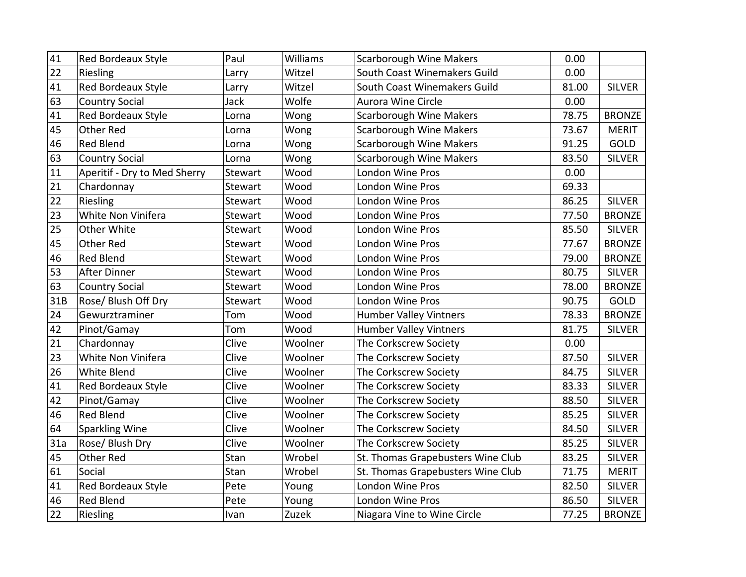| | | | | | | |
|---|---|---|---|---|---|---|
| 41 | Red Bordeaux Style | Paul | Williams | Scarborough Wine Makers | 0.00 | |
| 22 | Riesling | Larry | Witzel | South Coast Winemakers Guild | 0.00 | |
| 41 | Red Bordeaux Style | Larry | Witzel | South Coast Winemakers Guild | 81.00 | SILVER |
| 63 | Country Social | Jack | Wolfe | Aurora Wine Circle | 0.00 | |
| 41 | Red Bordeaux Style | Lorna | Wong | Scarborough Wine Makers | 78.75 | BRONZE |
| 45 | Other Red | Lorna | Wong | Scarborough Wine Makers | 73.67 | MERIT |
| 46 | Red Blend | Lorna | Wong | Scarborough Wine Makers | 91.25 | GOLD |
| 63 | Country Social | Lorna | Wong | Scarborough Wine Makers | 83.50 | SILVER |
| 11 | Aperitif - Dry to Med Sherry | Stewart | Wood | London Wine Pros | 0.00 | |
| 21 | Chardonnay | Stewart | Wood | London Wine Pros | 69.33 | |
| 22 | Riesling | Stewart | Wood | London Wine Pros | 86.25 | SILVER |
| 23 | White Non Vinifera | Stewart | Wood | London Wine Pros | 77.50 | BRONZE |
| 25 | Other White | Stewart | Wood | London Wine Pros | 85.50 | SILVER |
| 45 | Other Red | Stewart | Wood | London Wine Pros | 77.67 | BRONZE |
| 46 | Red Blend | Stewart | Wood | London Wine Pros | 79.00 | BRONZE |
| 53 | After Dinner | Stewart | Wood | London Wine Pros | 80.75 | SILVER |
| 63 | Country Social | Stewart | Wood | London Wine Pros | 78.00 | BRONZE |
| 31B | Rose/ Blush Off Dry | Stewart | Wood | London Wine Pros | 90.75 | GOLD |
| 24 | Gewurztraminer | Tom | Wood | Humber Valley Vintners | 78.33 | BRONZE |
| 42 | Pinot/Gamay | Tom | Wood | Humber Valley Vintners | 81.75 | SILVER |
| 21 | Chardonnay | Clive | Woolner | The Corkscrew Society | 0.00 | |
| 23 | White Non Vinifera | Clive | Woolner | The Corkscrew Society | 87.50 | SILVER |
| 26 | White Blend | Clive | Woolner | The Corkscrew Society | 84.75 | SILVER |
| 41 | Red Bordeaux Style | Clive | Woolner | The Corkscrew Society | 83.33 | SILVER |
| 42 | Pinot/Gamay | Clive | Woolner | The Corkscrew Society | 88.50 | SILVER |
| 46 | Red Blend | Clive | Woolner | The Corkscrew Society | 85.25 | SILVER |
| 64 | Sparkling Wine | Clive | Woolner | The Corkscrew Society | 84.50 | SILVER |
| 31a | Rose/ Blush Dry | Clive | Woolner | The Corkscrew Society | 85.25 | SILVER |
| 45 | Other Red | Stan | Wrobel | St. Thomas Grapebusters Wine Club | 83.25 | SILVER |
| 61 | Social | Stan | Wrobel | St. Thomas Grapebusters Wine Club | 71.75 | MERIT |
| 41 | Red Bordeaux Style | Pete | Young | London Wine Pros | 82.50 | SILVER |
| 46 | Red Blend | Pete | Young | London Wine Pros | 86.50 | SILVER |
| 22 | Riesling | Ivan | Zuzek | Niagara Vine to Wine Circle | 77.25 | BRONZE |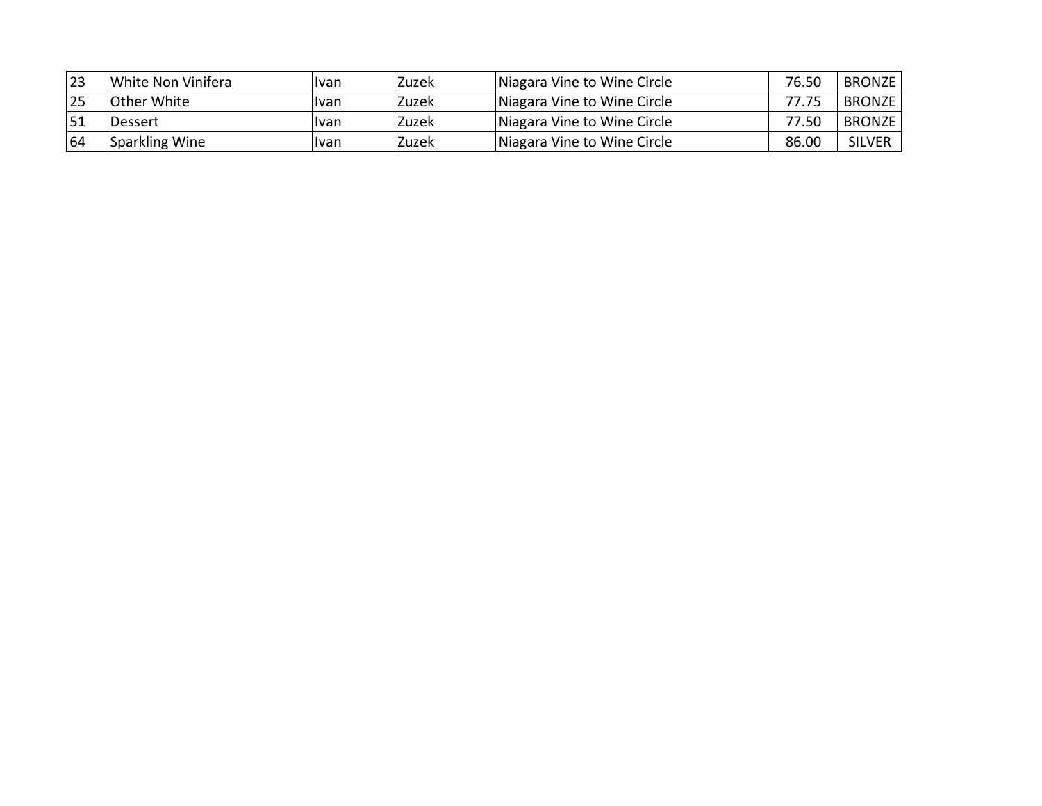| | | | | | | |
|---|---|---|---|---|---|---|
| 23 | White Non Vinifera | Ivan | Zuzek | Niagara Vine to Wine Circle | 76.50 | BRONZE |
| 25 | Other White | Ivan | Zuzek | Niagara Vine to Wine Circle | 77.75 | BRONZE |
| 51 | Dessert | Ivan | Zuzek | Niagara Vine to Wine Circle | 77.50 | BRONZE |
| 64 | Sparkling Wine | Ivan | Zuzek | Niagara Vine to Wine Circle | 86.00 | SILVER |